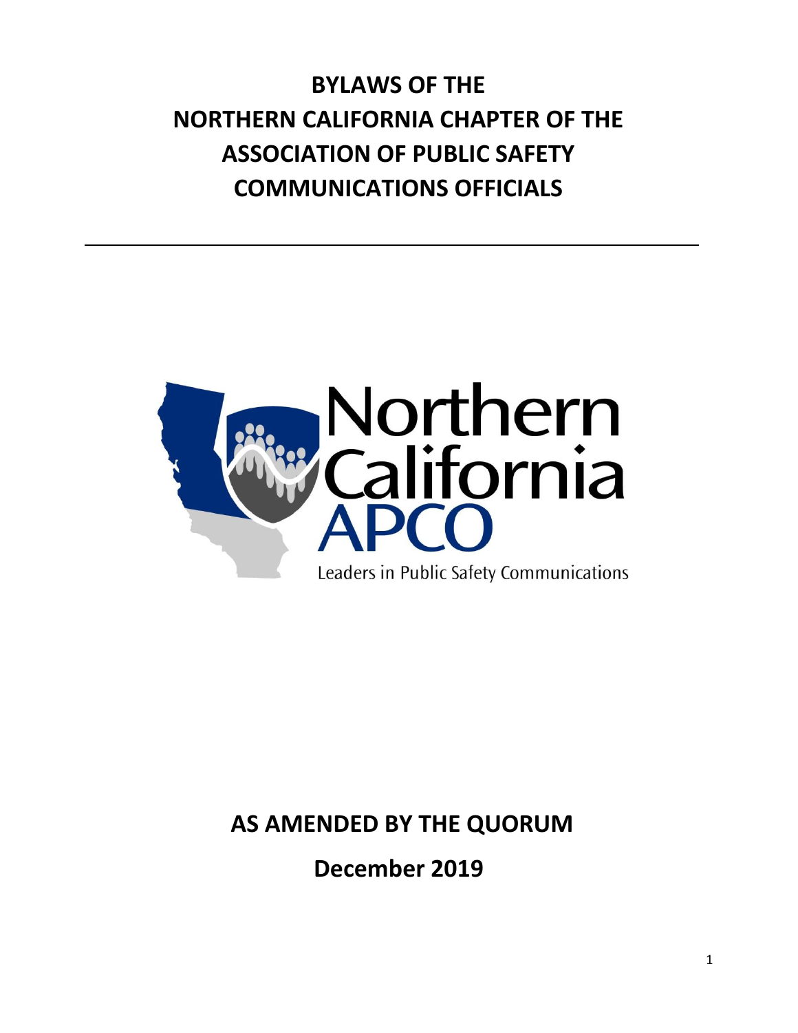# BYLAWS OF THE NORTHERN CALIFORNIA CHAPTER OF THE ASSOCIATION OF PUBLIC SAFETY COMMUNICATIONS OFFICIALS

---

Northern California APCO

Leaders in Public Safety Communications

## AS AMENDED BY THE QUORUM

## December 2019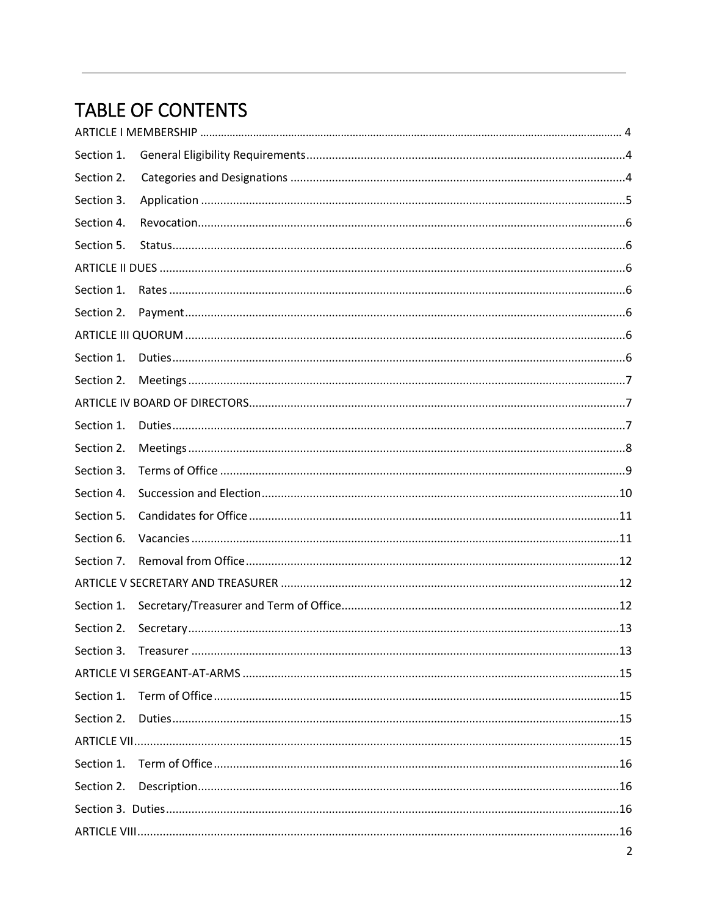# TABLE OF CONTENTS

ARTICLE I MEMBERSHIP ........................................................................................................................ 4

Section 1. General Eligibility Requirements ........................................................................................ 4

Section 2. Categories and Designations ............................................................................................. 4

Section 3. Application ............................................................................................................................ 5

Section 4. Revocation ............................................................................................................................. 6

Section 5. Status ...................................................................................................................................... 6

ARTICLE II DUES ....................................................................................................................................... 6

Section 1. Rates ....................................................................................................................................... 6

Section 2. Payment .................................................................................................................................. 6

ARTICLE III QUORUM .............................................................................................................................. 6

Section 1. Duties ...................................................................................................................................... 6

Section 2. Meetings ................................................................................................................................. 7

ARTICLE IV BOARD OF DIRECTORS ...................................................................................................... 7

Section 1. Duties ...................................................................................................................................... 7

Section 2. Meetings ................................................................................................................................. 8

Section 3. Terms of Office ...................................................................................................................... 9

Section 4. Succession and Election ...................................................................................................... 10

Section 5. Candidates for Office ........................................................................................................... 11

Section 6. Vacancies ............................................................................................................................... 11

Section 7. Removal from Office ............................................................................................................ 12

ARTICLE V SECRETARY AND TREASURER ........................................................................................... 12

Section 1. Secretary/Treasurer and Term of Office ............................................................................ 12

Section 2. Secretary ................................................................................................................................ 13

Section 3. Treasurer ............................................................................................................................... 13

ARTICLE VI SERGEANT-AT-ARMS ......................................................................................................... 15

Section 1. Term of Office ....................................................................................................................... 15

Section 2. Duties ..................................................................................................................................... 15

ARTICLE VII .............................................................................................................................................. 15

Section 1. Term of Office ....................................................................................................................... 16

Section 2. Description ............................................................................................................................ 16

Section 3. Duties ..................................................................................................................................... 16

ARTICLE VIII ............................................................................................................................................. 16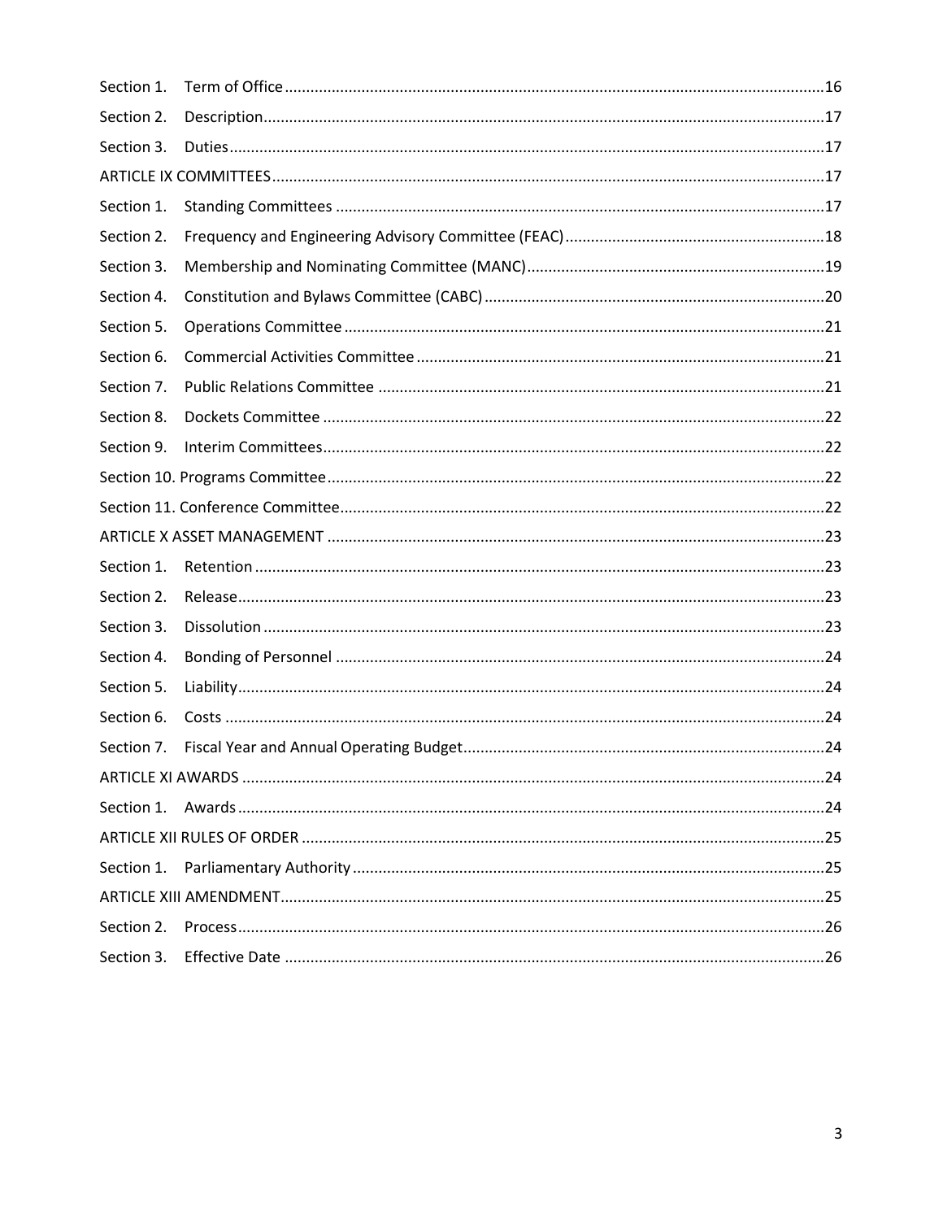Section 1. Term of Office ....................................................................................................................16

Section 2. Description.........................................................................................................................17

Section 3. Duties.................................................................................................................................17

ARTICLE IX COMMITTEES......................................................................................................................17

Section 1. Standing Committees ........................................................................................................17

Section 2. Frequency and Engineering Advisory Committee (FEAC)..................................................18

Section 3. Membership and Nominating Committee (MANC)............................................................19

Section 4. Constitution and Bylaws Committee (CABC) .....................................................................20

Section 5. Operations Committee .......................................................................................................21

Section 6. Commercial Activities Committee ......................................................................................21

Section 7. Public Relations Committee ...............................................................................................21

Section 8. Dockets Committee ............................................................................................................22

Section 9. Interim Committees............................................................................................................22

Section 10. Programs Committee ...........................................................................................................22

Section 11. Conference Committee.........................................................................................................22

ARTICLE X ASSET MANAGEMENT ...........................................................................................................23

Section 1. Retention ............................................................................................................................23

Section 2. Release................................................................................................................................23

Section 3. Dissolution .........................................................................................................................23

Section 4. Bonding of Personnel .........................................................................................................24

Section 5. Liability................................................................................................................................24

Section 6. Costs ...................................................................................................................................24

Section 7. Fiscal Year and Annual Operating Budget...........................................................................24

ARTICLE XI AWARDS ...............................................................................................................................24

Section 1. Awards ................................................................................................................................24

ARTICLE XII RULES OF ORDER .................................................................................................................25

Section 1. Parliamentary Authority .....................................................................................................25

ARTICLE XIII AMENDMENT......................................................................................................................25

Section 2. Process................................................................................................................................26

Section 3. Effective Date ....................................................................................................................26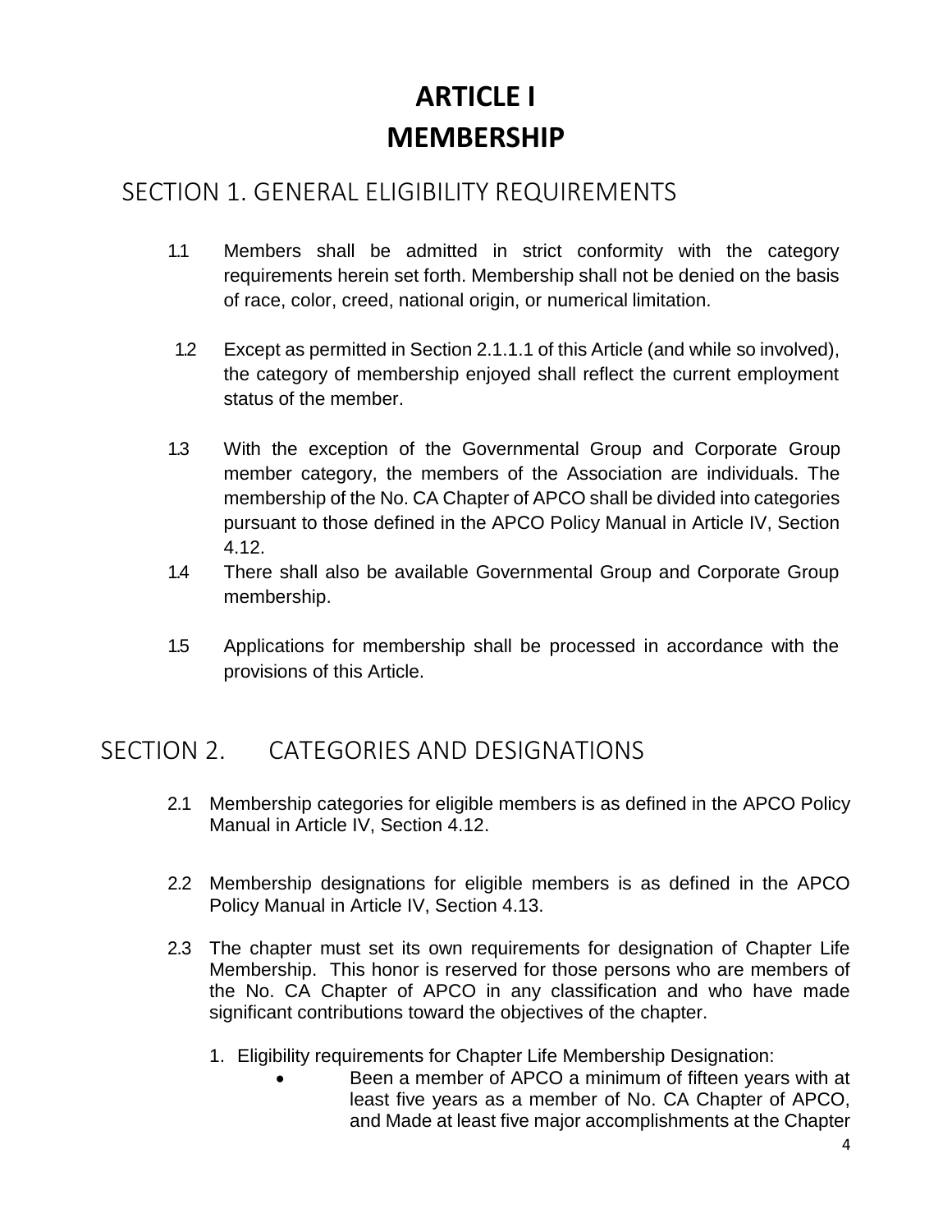# ARTICLE I
# MEMBERSHIP

## SECTION 1. GENERAL ELIGIBILITY REQUIREMENTS

1.1 Members shall be admitted in strict conformity with the category requirements herein set forth. Membership shall not be denied on the basis of race, color, creed, national origin, or numerical limitation.

1.2 Except as permitted in Section 2.1.1.1 of this Article (and while so involved), the category of membership enjoyed shall reflect the current employment status of the member.

1.3 With the exception of the Governmental Group and Corporate Group member category, the members of the Association are individuals. The membership of the No. CA Chapter of APCO shall be divided into categories pursuant to those defined in the APCO Policy Manual in Article IV, Section 4.12.

1.4 There shall also be available Governmental Group and Corporate Group membership.

1.5 Applications for membership shall be processed in accordance with the provisions of this Article.

## SECTION 2. CATEGORIES AND DESIGNATIONS

2.1 Membership categories for eligible members is as defined in the APCO Policy Manual in Article IV, Section 4.12.

2.2 Membership designations for eligible members is as defined in the APCO Policy Manual in Article IV, Section 4.13.

2.3 The chapter must set its own requirements for designation of Chapter Life Membership. This honor is reserved for those persons who are members of the No. CA Chapter of APCO in any classification and who have made significant contributions toward the objectives of the chapter.

1. Eligibility requirements for Chapter Life Membership Designation:
   - Been a member of APCO a minimum of fifteen years with at least five years as a member of No. CA Chapter of APCO, and Made at least five major accomplishments at the Chapter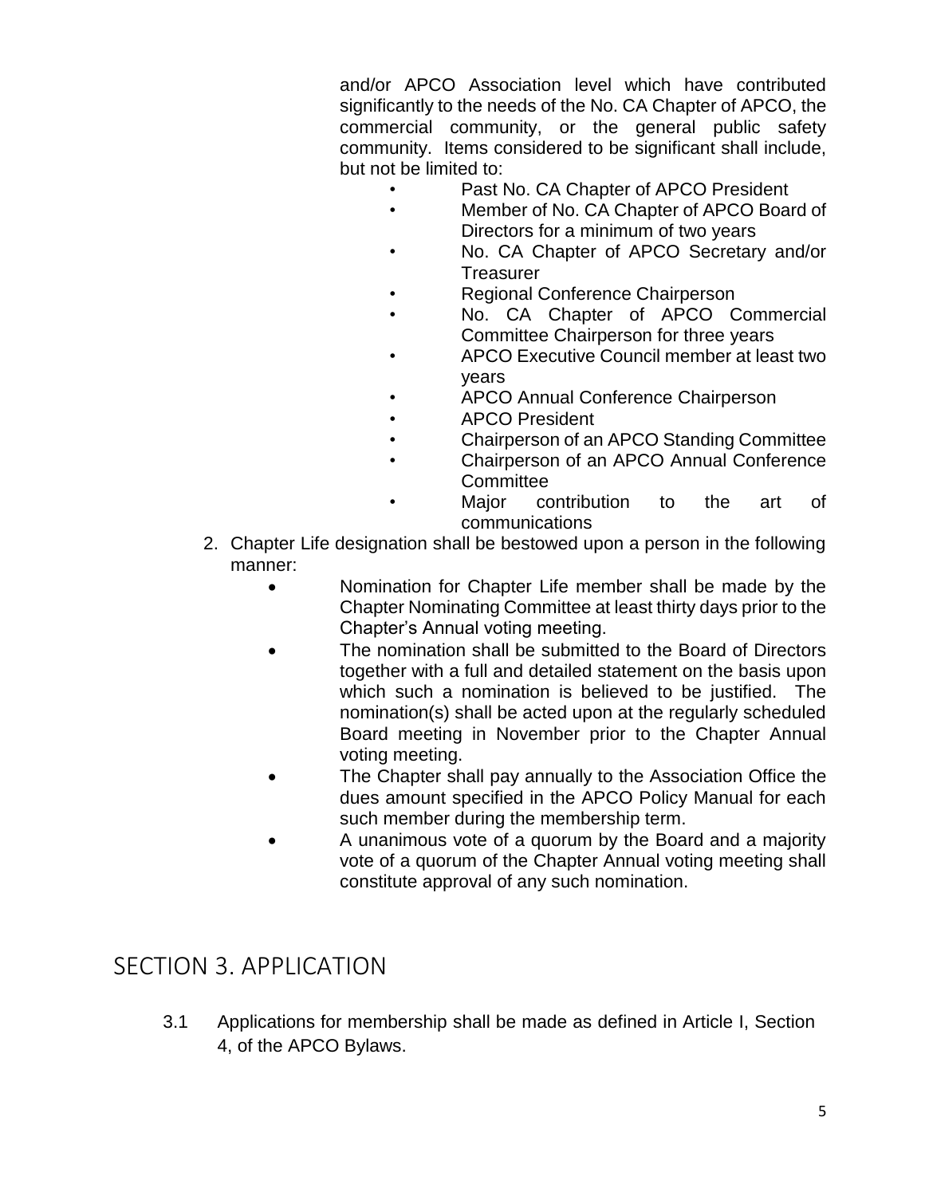and/or APCO Association level which have contributed significantly to the needs of the No. CA Chapter of APCO, the commercial community, or the general public safety community. Items considered to be significant shall include, but not be limited to:

- Past No. CA Chapter of APCO President
- Member of No. CA Chapter of APCO Board of Directors for a minimum of two years
- No. CA Chapter of APCO Secretary and/or Treasurer
- Regional Conference Chairperson
- No. CA Chapter of APCO Commercial Committee Chairperson for three years
- APCO Executive Council member at least two years
- APCO Annual Conference Chairperson
- APCO President
- Chairperson of an APCO Standing Committee
- Chairperson of an APCO Annual Conference Committee
- Major contribution to the art of communications

2. Chapter Life designation shall be bestowed upon a person in the following manner:
   - Nomination for Chapter Life member shall be made by the Chapter Nominating Committee at least thirty days prior to the Chapter's Annual voting meeting.
   - The nomination shall be submitted to the Board of Directors together with a full and detailed statement on the basis upon which such a nomination is believed to be justified. The nomination(s) shall be acted upon at the regularly scheduled Board meeting in November prior to the Chapter Annual voting meeting.
   - The Chapter shall pay annually to the Association Office the dues amount specified in the APCO Policy Manual for each such member during the membership term.
   - A unanimous vote of a quorum by the Board and a majority vote of a quorum of the Chapter Annual voting meeting shall constitute approval of any such nomination.

## SECTION 3. APPLICATION

3.1 Applications for membership shall be made as defined in Article I, Section 4, of the APCO Bylaws.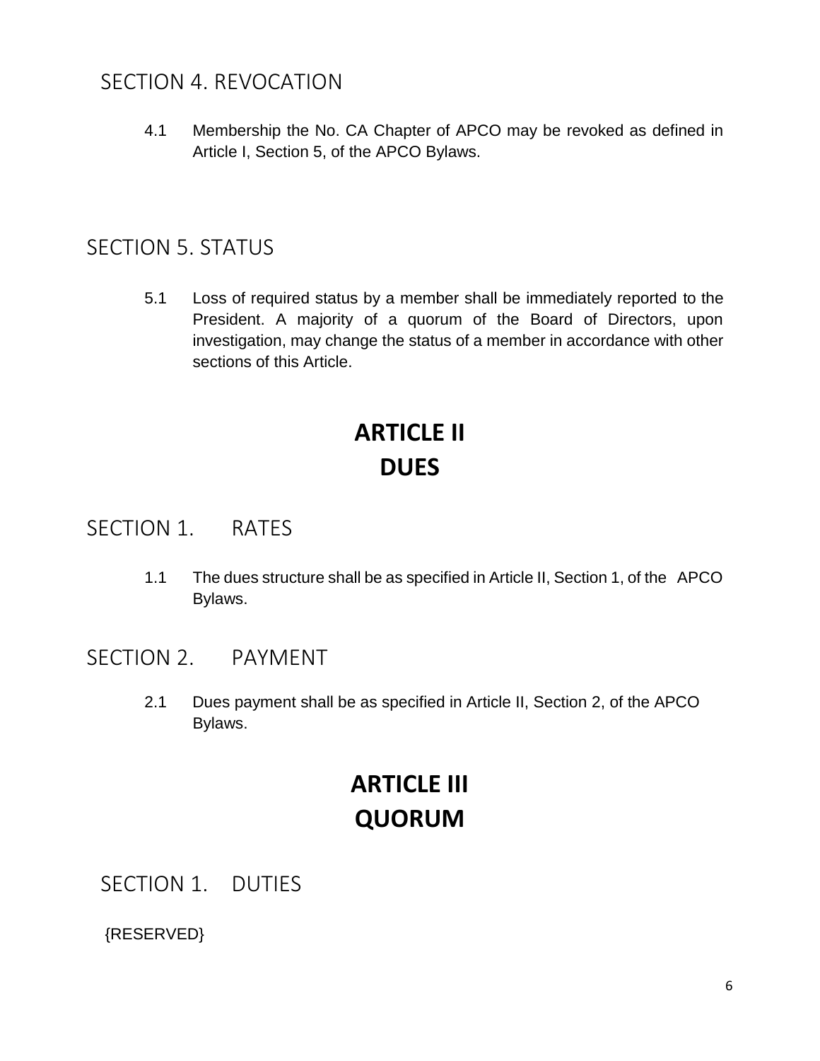## SECTION 4. REVOCATION

4.1 Membership the No. CA Chapter of APCO may be revoked as defined in Article I, Section 5, of the APCO Bylaws.

## SECTION 5. STATUS

5.1 Loss of required status by a member shall be immediately reported to the President. A majority of a quorum of the Board of Directors, upon investigation, may change the status of a member in accordance with other sections of this Article.

# ARTICLE II
# DUES

## SECTION 1. RATES

1.1 The dues structure shall be as specified in Article II, Section 1, of the APCO Bylaws.

## SECTION 2. PAYMENT

2.1 Dues payment shall be as specified in Article II, Section 2, of the APCO Bylaws.

# ARTICLE III
# QUORUM

## SECTION 1. DUTIES

{RESERVED}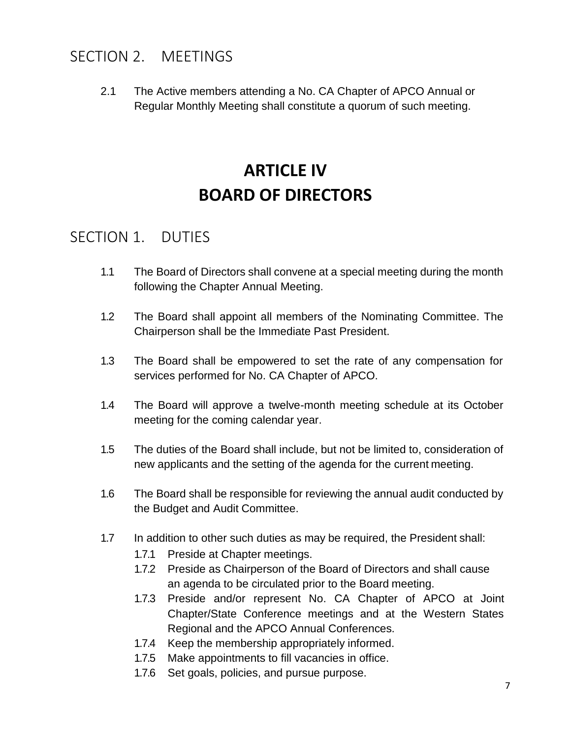## SECTION 2. MEETINGS

2.1 The Active members attending a No. CA Chapter of APCO Annual or Regular Monthly Meeting shall constitute a quorum of such meeting.

# ARTICLE IV
# BOARD OF DIRECTORS

## SECTION 1. DUTIES

1.1 The Board of Directors shall convene at a special meeting during the month following the Chapter Annual Meeting.

1.2 The Board shall appoint all members of the Nominating Committee. The Chairperson shall be the Immediate Past President.

1.3 The Board shall be empowered to set the rate of any compensation for services performed for No. CA Chapter of APCO.

1.4 The Board will approve a twelve-month meeting schedule at its October meeting for the coming calendar year.

1.5 The duties of the Board shall include, but not be limited to, consideration of new applicants and the setting of the agenda for the current meeting.

1.6 The Board shall be responsible for reviewing the annual audit conducted by the Budget and Audit Committee.

1.7 In addition to other such duties as may be required, the President shall:

- 1.7.1 Preside at Chapter meetings.
- 1.7.2 Preside as Chairperson of the Board of Directors and shall cause an agenda to be circulated prior to the Board meeting.
- 1.7.3 Preside and/or represent No. CA Chapter of APCO at Joint Chapter/State Conference meetings and at the Western States Regional and the APCO Annual Conferences.
- 1.7.4 Keep the membership appropriately informed.
- 1.7.5 Make appointments to fill vacancies in office.
- 1.7.6 Set goals, policies, and pursue purpose.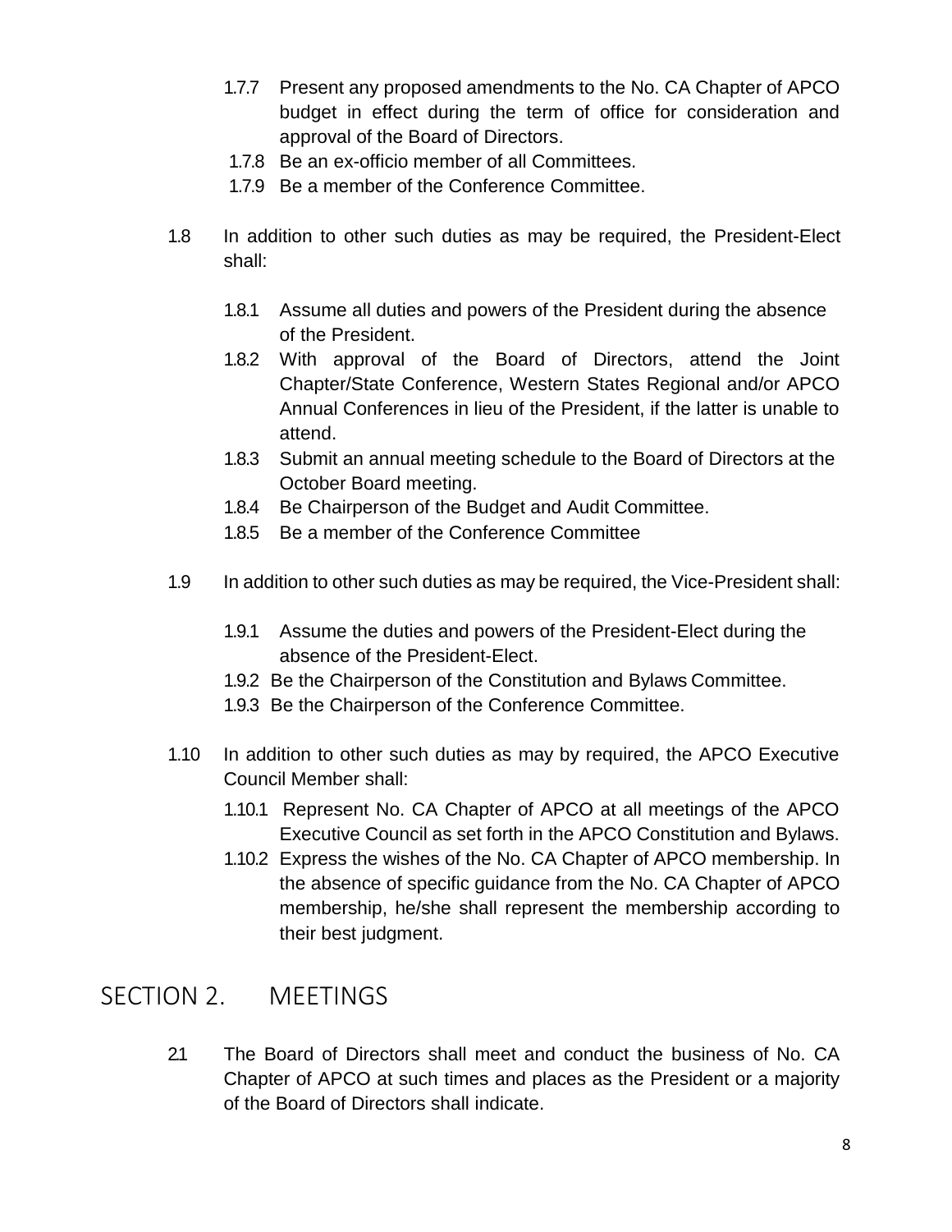1.7.7 Present any proposed amendments to the No. CA Chapter of APCO budget in effect during the term of office for consideration and approval of the Board of Directors.

1.7.8 Be an ex-officio member of all Committees.

1.7.9 Be a member of the Conference Committee.

1.8 In addition to other such duties as may be required, the President-Elect shall:

1.8.1 Assume all duties and powers of the President during the absence of the President.

1.8.2 With approval of the Board of Directors, attend the Joint Chapter/State Conference, Western States Regional and/or APCO Annual Conferences in lieu of the President, if the latter is unable to attend.

1.8.3 Submit an annual meeting schedule to the Board of Directors at the October Board meeting.

1.8.4 Be Chairperson of the Budget and Audit Committee.

1.8.5 Be a member of the Conference Committee

1.9 In addition to other such duties as may be required, the Vice-President shall:

1.9.1 Assume the duties and powers of the President-Elect during the absence of the President-Elect.

1.9.2 Be the Chairperson of the Constitution and Bylaws Committee.

1.9.3 Be the Chairperson of the Conference Committee.

1.10 In addition to other such duties as may by required, the APCO Executive Council Member shall:

1.10.1 Represent No. CA Chapter of APCO at all meetings of the APCO Executive Council as set forth in the APCO Constitution and Bylaws.

1.10.2 Express the wishes of the No. CA Chapter of APCO membership. In the absence of specific guidance from the No. CA Chapter of APCO membership, he/she shall represent the membership according to their best judgment.

## SECTION 2. MEETINGS

2.1 The Board of Directors shall meet and conduct the business of No. CA Chapter of APCO at such times and places as the President or a majority of the Board of Directors shall indicate.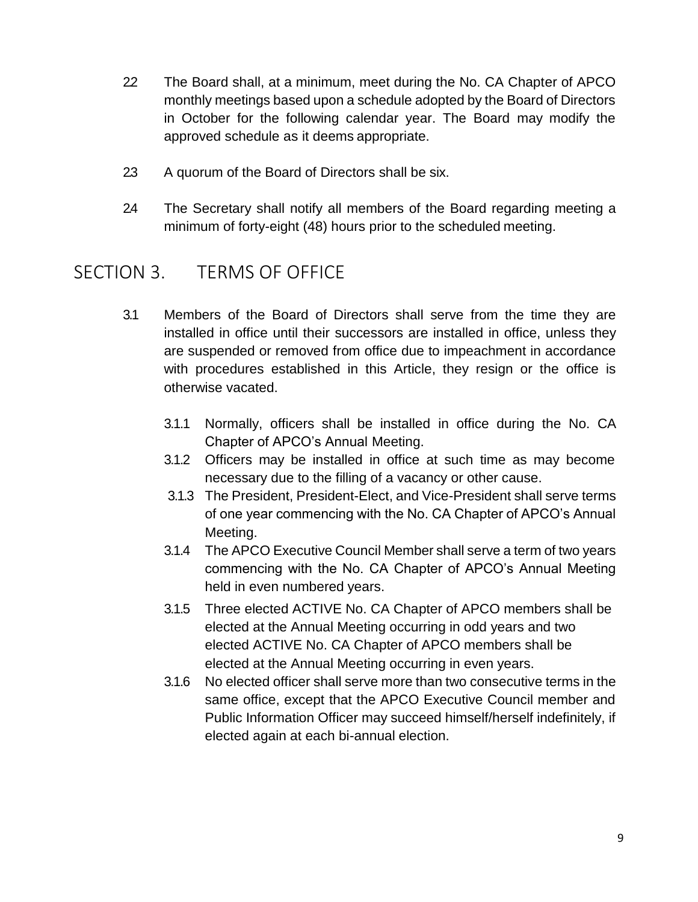2.2 The Board shall, at a minimum, meet during the No. CA Chapter of APCO monthly meetings based upon a schedule adopted by the Board of Directors in October for the following calendar year. The Board may modify the approved schedule as it deems appropriate.

2.3 A quorum of the Board of Directors shall be six.

2.4 The Secretary shall notify all members of the Board regarding meeting a minimum of forty-eight (48) hours prior to the scheduled meeting.

## SECTION 3. TERMS OF OFFICE

3.1 Members of the Board of Directors shall serve from the time they are installed in office until their successors are installed in office, unless they are suspended or removed from office due to impeachment in accordance with procedures established in this Article, they resign or the office is otherwise vacated.

- 3.1.1 Normally, officers shall be installed in office during the No. CA Chapter of APCO's Annual Meeting.
- 3.1.2 Officers may be installed in office at such time as may become necessary due to the filling of a vacancy or other cause.
- 3.1.3 The President, President-Elect, and Vice-President shall serve terms of one year commencing with the No. CA Chapter of APCO's Annual Meeting.
- 3.1.4 The APCO Executive Council Member shall serve a term of two years commencing with the No. CA Chapter of APCO's Annual Meeting held in even numbered years.
- 3.1.5 Three elected ACTIVE No. CA Chapter of APCO members shall be elected at the Annual Meeting occurring in odd years and two elected ACTIVE No. CA Chapter of APCO members shall be elected at the Annual Meeting occurring in even years.
- 3.1.6 No elected officer shall serve more than two consecutive terms in the same office, except that the APCO Executive Council member and Public Information Officer may succeed himself/herself indefinitely, if elected again at each bi-annual election.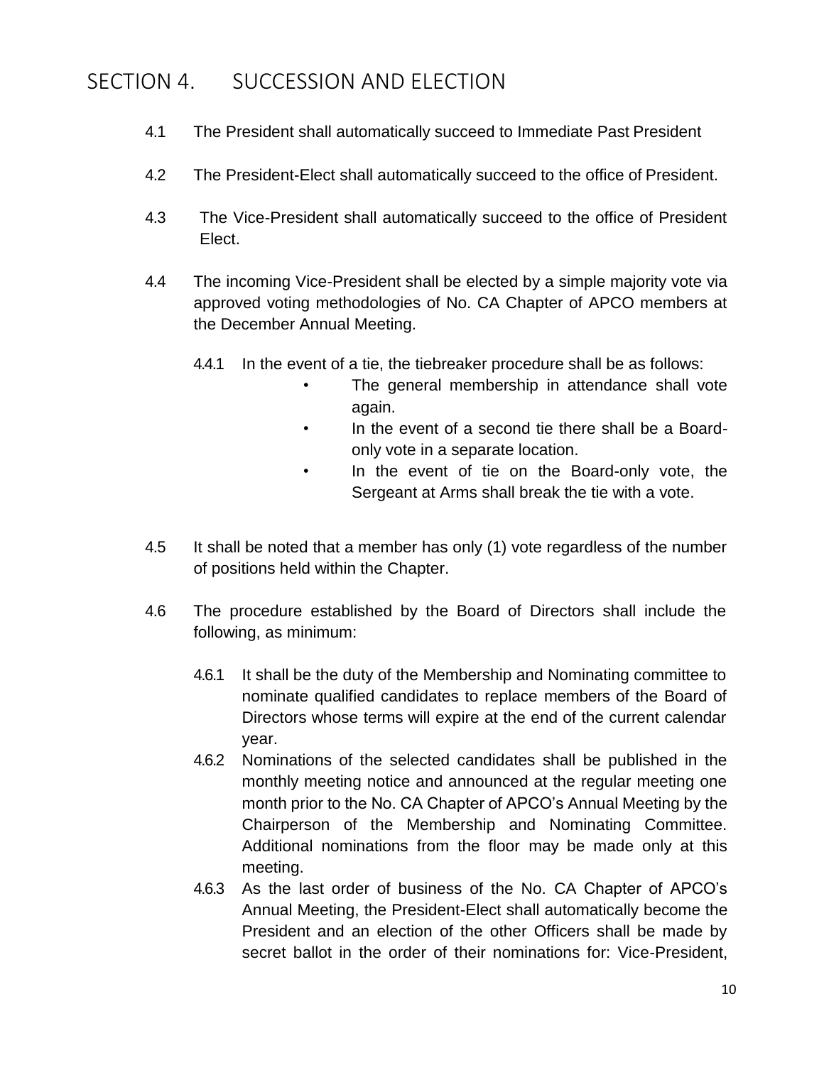## SECTION 4. SUCCESSION AND ELECTION

4.1 The President shall automatically succeed to Immediate Past President

4.2 The President-Elect shall automatically succeed to the office of President.

4.3 The Vice-President shall automatically succeed to the office of President Elect.

4.4 The incoming Vice-President shall be elected by a simple majority vote via approved voting methodologies of No. CA Chapter of APCO members at the December Annual Meeting.

4.4.1 In the event of a tie, the tiebreaker procedure shall be as follows:

- The general membership in attendance shall vote again.
- In the event of a second tie there shall be a Board-only vote in a separate location.
- In the event of tie on the Board-only vote, the Sergeant at Arms shall break the tie with a vote.

4.5 It shall be noted that a member has only (1) vote regardless of the number of positions held within the Chapter.

4.6 The procedure established by the Board of Directors shall include the following, as minimum:

4.6.1 It shall be the duty of the Membership and Nominating committee to nominate qualified candidates to replace members of the Board of Directors whose terms will expire at the end of the current calendar year.

4.6.2 Nominations of the selected candidates shall be published in the monthly meeting notice and announced at the regular meeting one month prior to the No. CA Chapter of APCO's Annual Meeting by the Chairperson of the Membership and Nominating Committee. Additional nominations from the floor may be made only at this meeting.

4.6.3 As the last order of business of the No. CA Chapter of APCO's Annual Meeting, the President-Elect shall automatically become the President and an election of the other Officers shall be made by secret ballot in the order of their nominations for: Vice-President,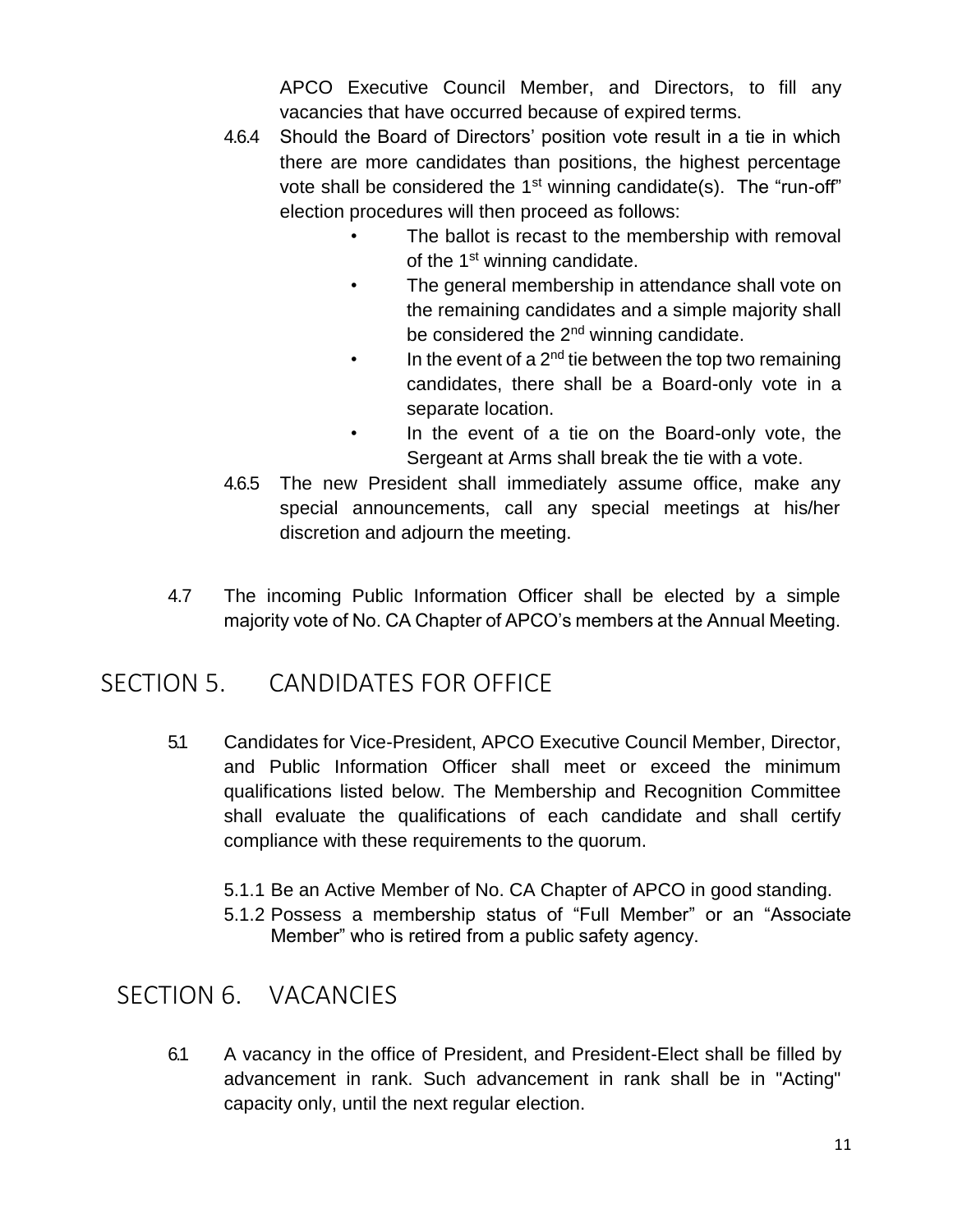APCO Executive Council Member, and Directors, to fill any vacancies that have occurred because of expired terms.

4.6.4 Should the Board of Directors' position vote result in a tie in which there are more candidates than positions, the highest percentage vote shall be considered the 1st winning candidate(s). The "run-off" election procedures will then proceed as follows:

- The ballot is recast to the membership with removal of the 1st winning candidate.
- The general membership in attendance shall vote on the remaining candidates and a simple majority shall be considered the 2nd winning candidate.
- In the event of a 2nd tie between the top two remaining candidates, there shall be a Board-only vote in a separate location.
- In the event of a tie on the Board-only vote, the Sergeant at Arms shall break the tie with a vote.

4.6.5 The new President shall immediately assume office, make any special announcements, call any special meetings at his/her discretion and adjourn the meeting.

4.7 The incoming Public Information Officer shall be elected by a simple majority vote of No. CA Chapter of APCO's members at the Annual Meeting.

## SECTION 5. CANDIDATES FOR OFFICE

5.1 Candidates for Vice-President, APCO Executive Council Member, Director, and Public Information Officer shall meet or exceed the minimum qualifications listed below. The Membership and Recognition Committee shall evaluate the qualifications of each candidate and shall certify compliance with these requirements to the quorum.

5.1.1 Be an Active Member of No. CA Chapter of APCO in good standing.

5.1.2 Possess a membership status of "Full Member" or an "Associate Member" who is retired from a public safety agency.

## SECTION 6. VACANCIES

6.1 A vacancy in the office of President, and President-Elect shall be filled by advancement in rank. Such advancement in rank shall be in "Acting" capacity only, until the next regular election.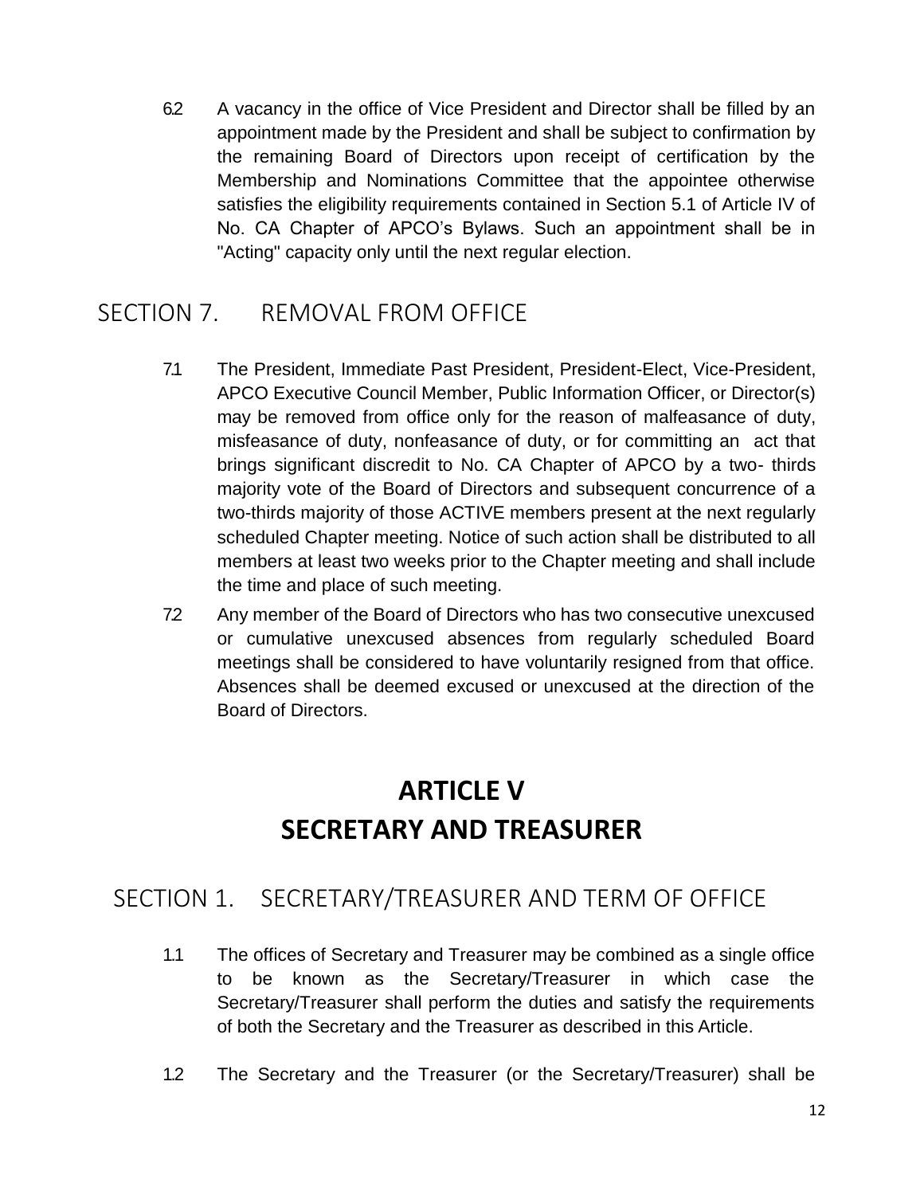6.2 A vacancy in the office of Vice President and Director shall be filled by an appointment made by the President and shall be subject to confirmation by the remaining Board of Directors upon receipt of certification by the Membership and Nominations Committee that the appointee otherwise satisfies the eligibility requirements contained in Section 5.1 of Article IV of No. CA Chapter of APCO's Bylaws. Such an appointment shall be in "Acting" capacity only until the next regular election.

## SECTION 7. REMOVAL FROM OFFICE

7.1 The President, Immediate Past President, President-Elect, Vice-President, APCO Executive Council Member, Public Information Officer, or Director(s) may be removed from office only for the reason of malfeasance of duty, misfeasance of duty, nonfeasance of duty, or for committing an act that brings significant discredit to No. CA Chapter of APCO by a two- thirds majority vote of the Board of Directors and subsequent concurrence of a two-thirds majority of those ACTIVE members present at the next regularly scheduled Chapter meeting. Notice of such action shall be distributed to all members at least two weeks prior to the Chapter meeting and shall include the time and place of such meeting.

7.2 Any member of the Board of Directors who has two consecutive unexcused or cumulative unexcused absences from regularly scheduled Board meetings shall be considered to have voluntarily resigned from that office. Absences shall be deemed excused or unexcused at the direction of the Board of Directors.

# ARTICLE V
# SECRETARY AND TREASURER

## SECTION 1. SECRETARY/TREASURER AND TERM OF OFFICE

1.1 The offices of Secretary and Treasurer may be combined as a single office to be known as the Secretary/Treasurer in which case the Secretary/Treasurer shall perform the duties and satisfy the requirements of both the Secretary and the Treasurer as described in this Article.

1.2 The Secretary and the Treasurer (or the Secretary/Treasurer) shall be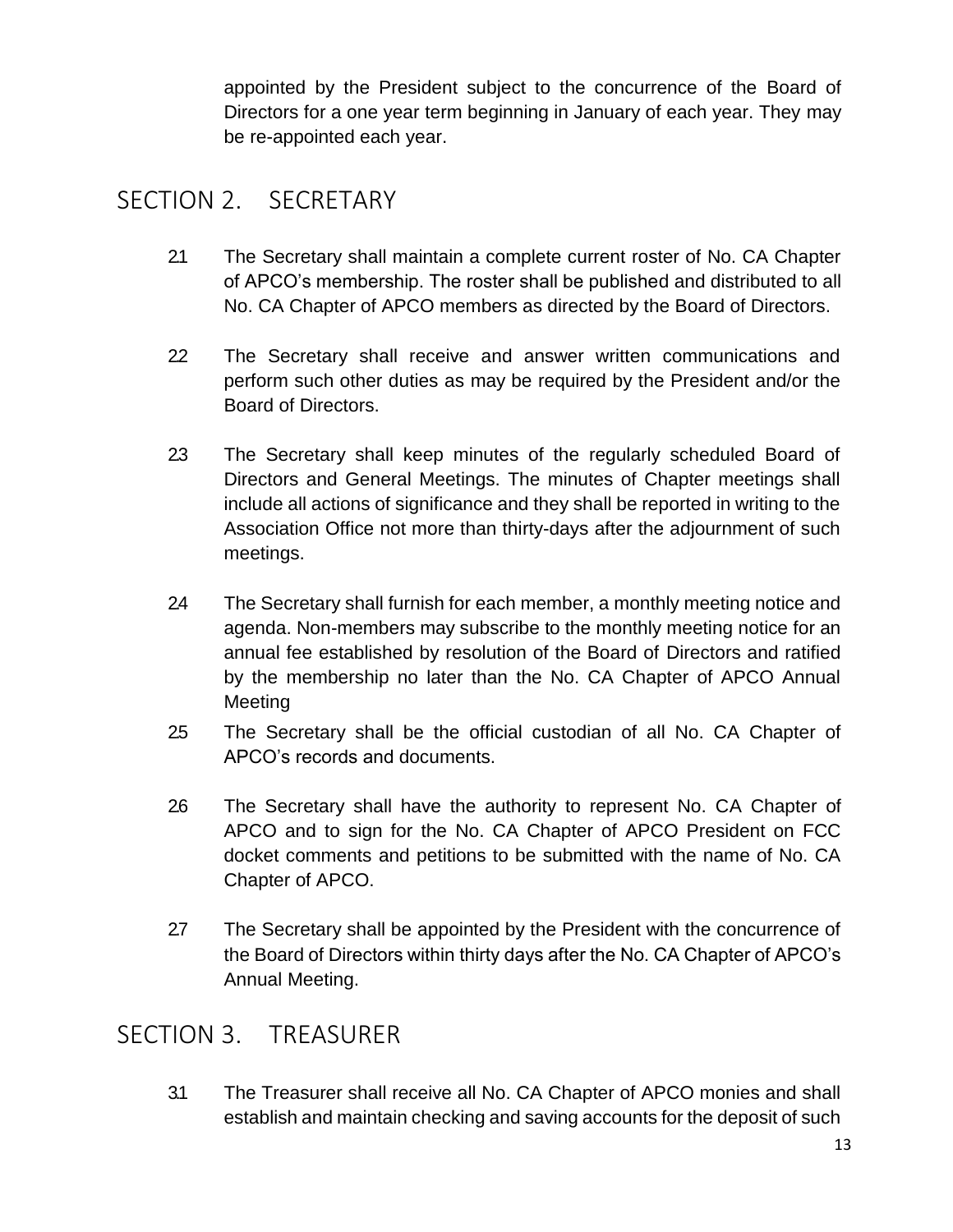appointed by the President subject to the concurrence of the Board of Directors for a one year term beginning in January of each year. They may be re-appointed each year.

## SECTION 2. SECRETARY

2.1 The Secretary shall maintain a complete current roster of No. CA Chapter of APCO's membership. The roster shall be published and distributed to all No. CA Chapter of APCO members as directed by the Board of Directors.

2.2 The Secretary shall receive and answer written communications and perform such other duties as may be required by the President and/or the Board of Directors.

2.3 The Secretary shall keep minutes of the regularly scheduled Board of Directors and General Meetings. The minutes of Chapter meetings shall include all actions of significance and they shall be reported in writing to the Association Office not more than thirty-days after the adjournment of such meetings.

2.4 The Secretary shall furnish for each member, a monthly meeting notice and agenda. Non-members may subscribe to the monthly meeting notice for an annual fee established by resolution of the Board of Directors and ratified by the membership no later than the No. CA Chapter of APCO Annual Meeting

2.5 The Secretary shall be the official custodian of all No. CA Chapter of APCO's records and documents.

2.6 The Secretary shall have the authority to represent No. CA Chapter of APCO and to sign for the No. CA Chapter of APCO President on FCC docket comments and petitions to be submitted with the name of No. CA Chapter of APCO.

2.7 The Secretary shall be appointed by the President with the concurrence of the Board of Directors within thirty days after the No. CA Chapter of APCO's Annual Meeting.

## SECTION 3. TREASURER

3.1 The Treasurer shall receive all No. CA Chapter of APCO monies and shall establish and maintain checking and saving accounts for the deposit of such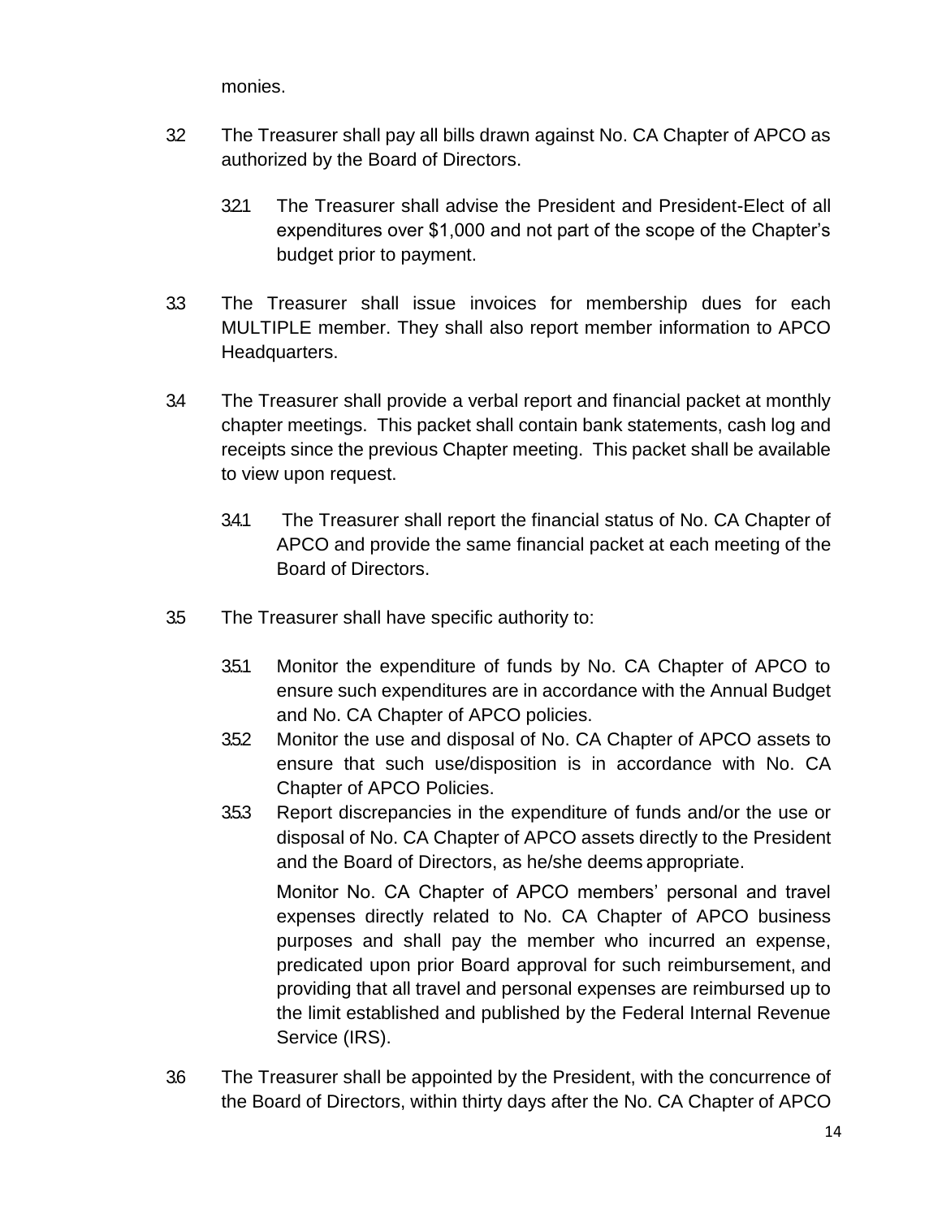monies.

3.2 The Treasurer shall pay all bills drawn against No. CA Chapter of APCO as authorized by the Board of Directors.

3.2.1 The Treasurer shall advise the President and President-Elect of all expenditures over $1,000 and not part of the scope of the Chapter's budget prior to payment.

3.3 The Treasurer shall issue invoices for membership dues for each MULTIPLE member. They shall also report member information to APCO Headquarters.

3.4 The Treasurer shall provide a verbal report and financial packet at monthly chapter meetings. This packet shall contain bank statements, cash log and receipts since the previous Chapter meeting. This packet shall be available to view upon request.

3.4.1 The Treasurer shall report the financial status of No. CA Chapter of APCO and provide the same financial packet at each meeting of the Board of Directors.

3.5 The Treasurer shall have specific authority to:

3.5.1 Monitor the expenditure of funds by No. CA Chapter of APCO to ensure such expenditures are in accordance with the Annual Budget and No. CA Chapter of APCO policies.

3.5.2 Monitor the use and disposal of No. CA Chapter of APCO assets to ensure that such use/disposition is in accordance with No. CA Chapter of APCO Policies.

3.5.3 Report discrepancies in the expenditure of funds and/or the use or disposal of No. CA Chapter of APCO assets directly to the President and the Board of Directors, as he/she deems appropriate.

Monitor No. CA Chapter of APCO members' personal and travel expenses directly related to No. CA Chapter of APCO business purposes and shall pay the member who incurred an expense, predicated upon prior Board approval for such reimbursement, and providing that all travel and personal expenses are reimbursed up to the limit established and published by the Federal Internal Revenue Service (IRS).

3.6 The Treasurer shall be appointed by the President, with the concurrence of the Board of Directors, within thirty days after the No. CA Chapter of APCO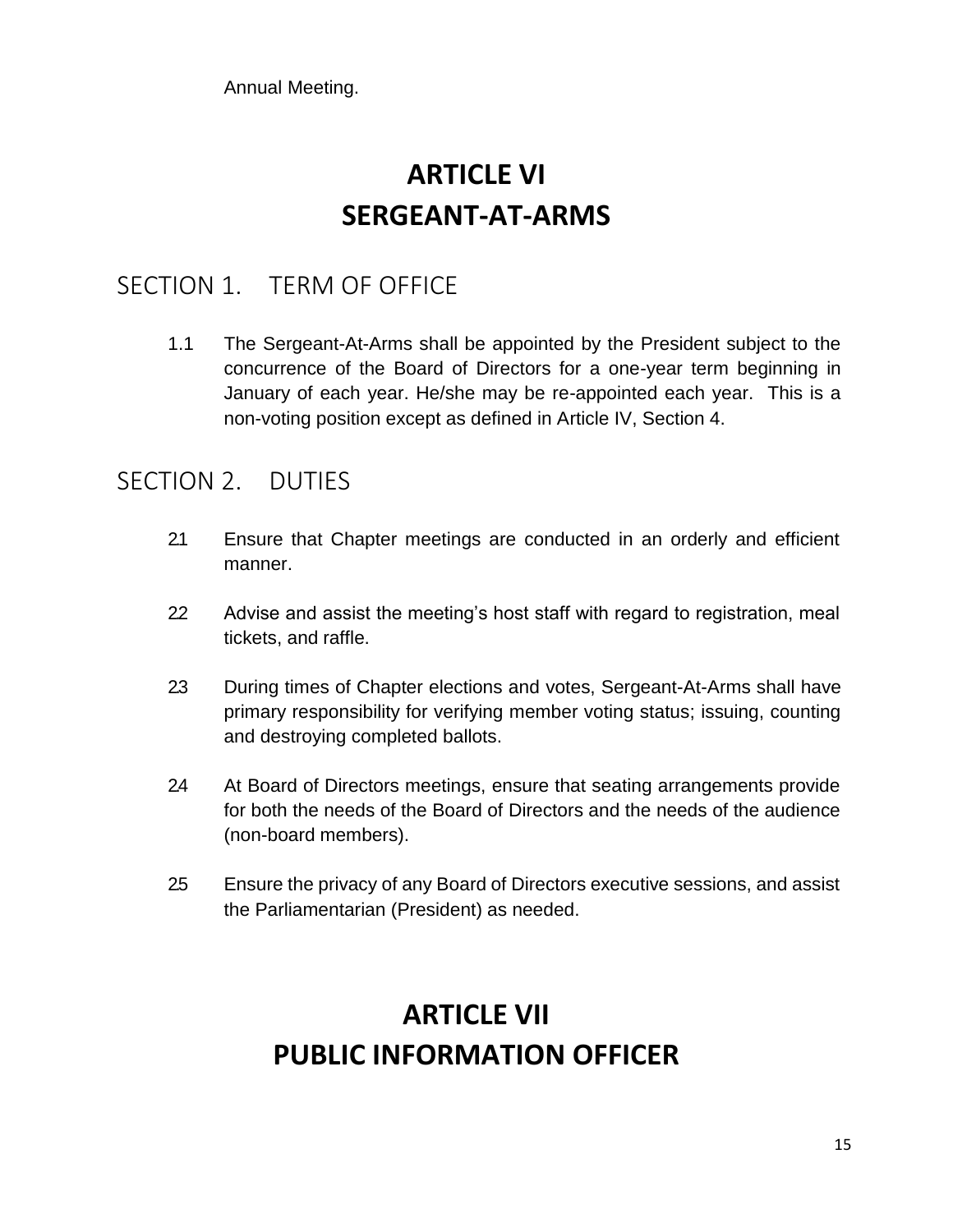Annual Meeting.

# ARTICLE VI
# SERGEANT-AT-ARMS

## SECTION 1. TERM OF OFFICE

1.1 The Sergeant-At-Arms shall be appointed by the President subject to the concurrence of the Board of Directors for a one-year term beginning in January of each year. He/she may be re-appointed each year. This is a non-voting position except as defined in Article IV, Section 4.

## SECTION 2. DUTIES

2.1 Ensure that Chapter meetings are conducted in an orderly and efficient manner.

2.2 Advise and assist the meeting's host staff with regard to registration, meal tickets, and raffle.

2.3 During times of Chapter elections and votes, Sergeant-At-Arms shall have primary responsibility for verifying member voting status; issuing, counting and destroying completed ballots.

2.4 At Board of Directors meetings, ensure that seating arrangements provide for both the needs of the Board of Directors and the needs of the audience (non-board members).

2.5 Ensure the privacy of any Board of Directors executive sessions, and assist the Parliamentarian (President) as needed.

# ARTICLE VII
# PUBLIC INFORMATION OFFICER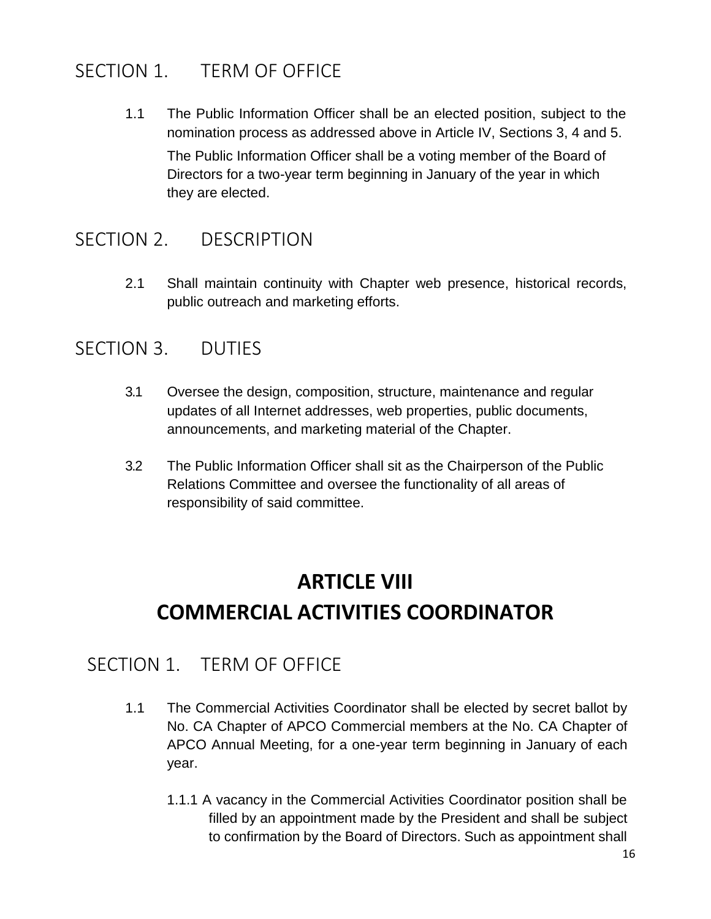## SECTION 1. TERM OF OFFICE

1.1 The Public Information Officer shall be an elected position, subject to the nomination process as addressed above in Article IV, Sections 3, 4 and 5.

The Public Information Officer shall be a voting member of the Board of Directors for a two-year term beginning in January of the year in which they are elected.

## SECTION 2. DESCRIPTION

2.1 Shall maintain continuity with Chapter web presence, historical records, public outreach and marketing efforts.

## SECTION 3. DUTIES

3.1 Oversee the design, composition, structure, maintenance and regular updates of all Internet addresses, web properties, public documents, announcements, and marketing material of the Chapter.

3.2 The Public Information Officer shall sit as the Chairperson of the Public Relations Committee and oversee the functionality of all areas of responsibility of said committee.

# ARTICLE VIII
# COMMERCIAL ACTIVITIES COORDINATOR

## SECTION 1. TERM OF OFFICE

1.1 The Commercial Activities Coordinator shall be elected by secret ballot by No. CA Chapter of APCO Commercial members at the No. CA Chapter of APCO Annual Meeting, for a one-year term beginning in January of each year.

1.1.1 A vacancy in the Commercial Activities Coordinator position shall be filled by an appointment made by the President and shall be subject to confirmation by the Board of Directors. Such as appointment shall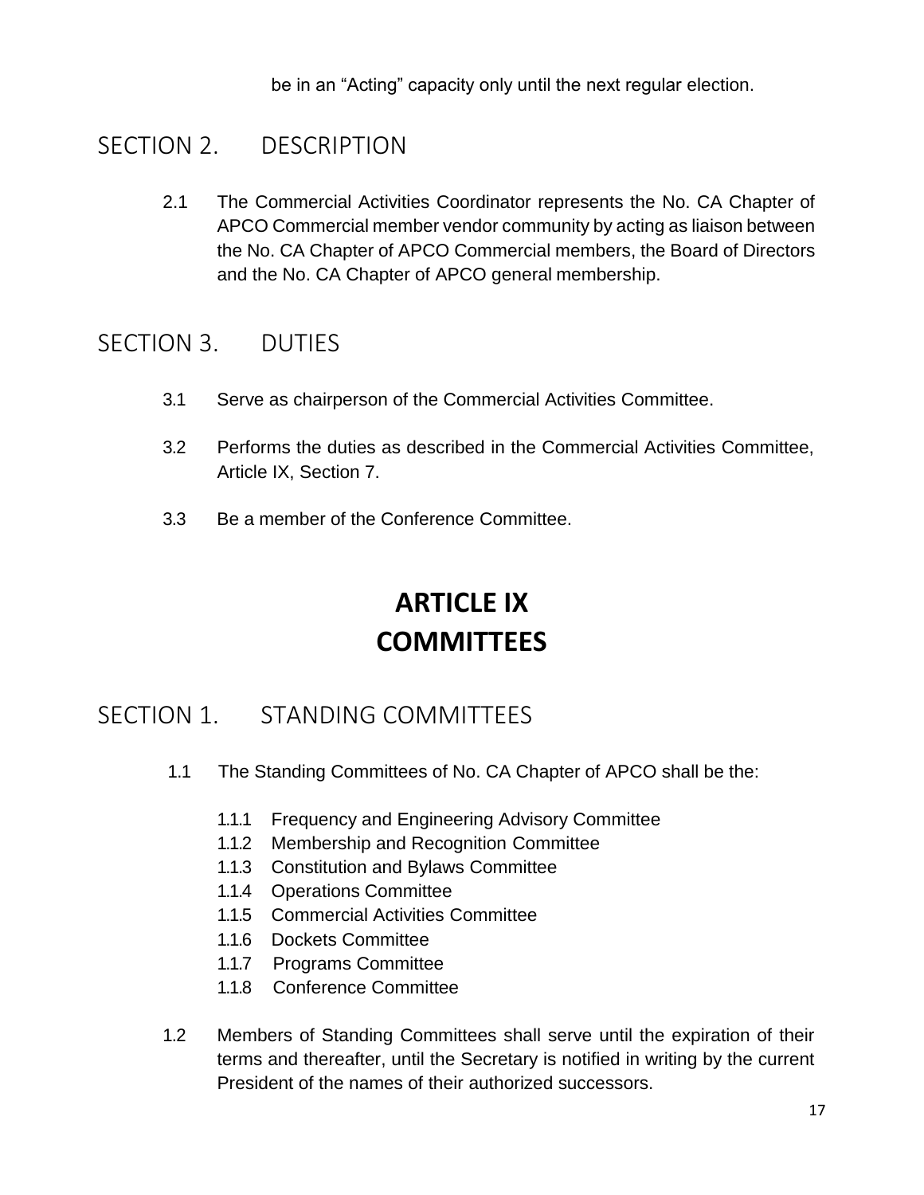be in an “Acting” capacity only until the next regular election.

## SECTION 2. DESCRIPTION

2.1 The Commercial Activities Coordinator represents the No. CA Chapter of APCO Commercial member vendor community by acting as liaison between the No. CA Chapter of APCO Commercial members, the Board of Directors and the No. CA Chapter of APCO general membership.

## SECTION 3. DUTIES

3.1 Serve as chairperson of the Commercial Activities Committee.

3.2 Performs the duties as described in the Commercial Activities Committee, Article IX, Section 7.

3.3 Be a member of the Conference Committee.

# ARTICLE IX
# COMMITTEES

## SECTION 1. STANDING COMMITTEES

1.1 The Standing Committees of No. CA Chapter of APCO shall be the:

- 1.1.1 Frequency and Engineering Advisory Committee
- 1.1.2 Membership and Recognition Committee
- 1.1.3 Constitution and Bylaws Committee
- 1.1.4 Operations Committee
- 1.1.5 Commercial Activities Committee
- 1.1.6 Dockets Committee
- 1.1.7 Programs Committee
- 1.1.8 Conference Committee

1.2 Members of Standing Committees shall serve until the expiration of their terms and thereafter, until the Secretary is notified in writing by the current President of the names of their authorized successors.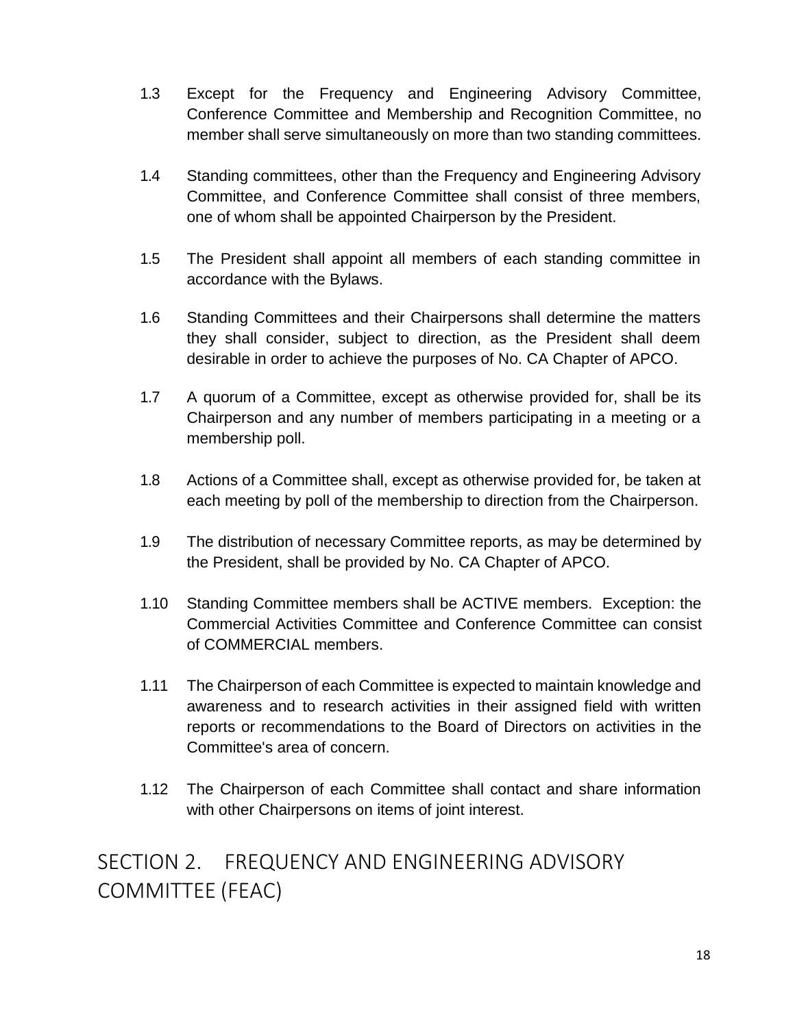1.3 Except for the Frequency and Engineering Advisory Committee, Conference Committee and Membership and Recognition Committee, no member shall serve simultaneously on more than two standing committees.

1.4 Standing committees, other than the Frequency and Engineering Advisory Committee, and Conference Committee shall consist of three members, one of whom shall be appointed Chairperson by the President.

1.5 The President shall appoint all members of each standing committee in accordance with the Bylaws.

1.6 Standing Committees and their Chairpersons shall determine the matters they shall consider, subject to direction, as the President shall deem desirable in order to achieve the purposes of No. CA Chapter of APCO.

1.7 A quorum of a Committee, except as otherwise provided for, shall be its Chairperson and any number of members participating in a meeting or a membership poll.

1.8 Actions of a Committee shall, except as otherwise provided for, be taken at each meeting by poll of the membership to direction from the Chairperson.

1.9 The distribution of necessary Committee reports, as may be determined by the President, shall be provided by No. CA Chapter of APCO.

1.10 Standing Committee members shall be ACTIVE members. Exception: the Commercial Activities Committee and Conference Committee can consist of COMMERCIAL members.

1.11 The Chairperson of each Committee is expected to maintain knowledge and awareness and to research activities in their assigned field with written reports or recommendations to the Board of Directors on activities in the Committee's area of concern.

1.12 The Chairperson of each Committee shall contact and share information with other Chairpersons on items of joint interest.

## SECTION 2. FREQUENCY AND ENGINEERING ADVISORY COMMITTEE (FEAC)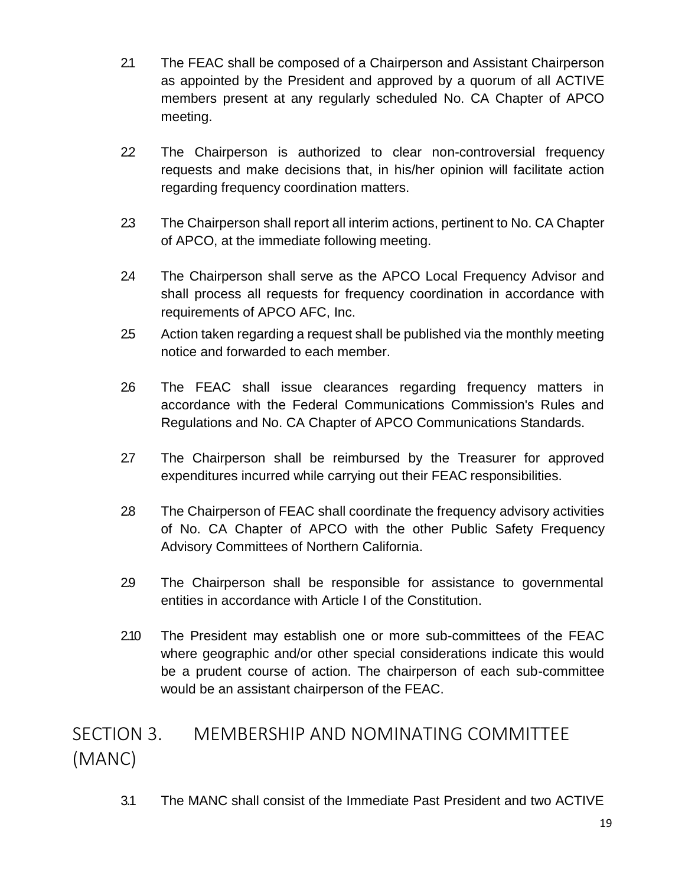2.1 The FEAC shall be composed of a Chairperson and Assistant Chairperson as appointed by the President and approved by a quorum of all ACTIVE members present at any regularly scheduled No. CA Chapter of APCO meeting.

2.2 The Chairperson is authorized to clear non-controversial frequency requests and make decisions that, in his/her opinion will facilitate action regarding frequency coordination matters.

2.3 The Chairperson shall report all interim actions, pertinent to No. CA Chapter of APCO, at the immediate following meeting.

2.4 The Chairperson shall serve as the APCO Local Frequency Advisor and shall process all requests for frequency coordination in accordance with requirements of APCO AFC, Inc.

2.5 Action taken regarding a request shall be published via the monthly meeting notice and forwarded to each member.

2.6 The FEAC shall issue clearances regarding frequency matters in accordance with the Federal Communications Commission's Rules and Regulations and No. CA Chapter of APCO Communications Standards.

2.7 The Chairperson shall be reimbursed by the Treasurer for approved expenditures incurred while carrying out their FEAC responsibilities.

2.8 The Chairperson of FEAC shall coordinate the frequency advisory activities of No. CA Chapter of APCO with the other Public Safety Frequency Advisory Committees of Northern California.

2.9 The Chairperson shall be responsible for assistance to governmental entities in accordance with Article I of the Constitution.

2.10 The President may establish one or more sub-committees of the FEAC where geographic and/or other special considerations indicate this would be a prudent course of action. The chairperson of each sub-committee would be an assistant chairperson of the FEAC.

## SECTION 3. MEMBERSHIP AND NOMINATING COMMITTEE (MANC)

3.1 The MANC shall consist of the Immediate Past President and two ACTIVE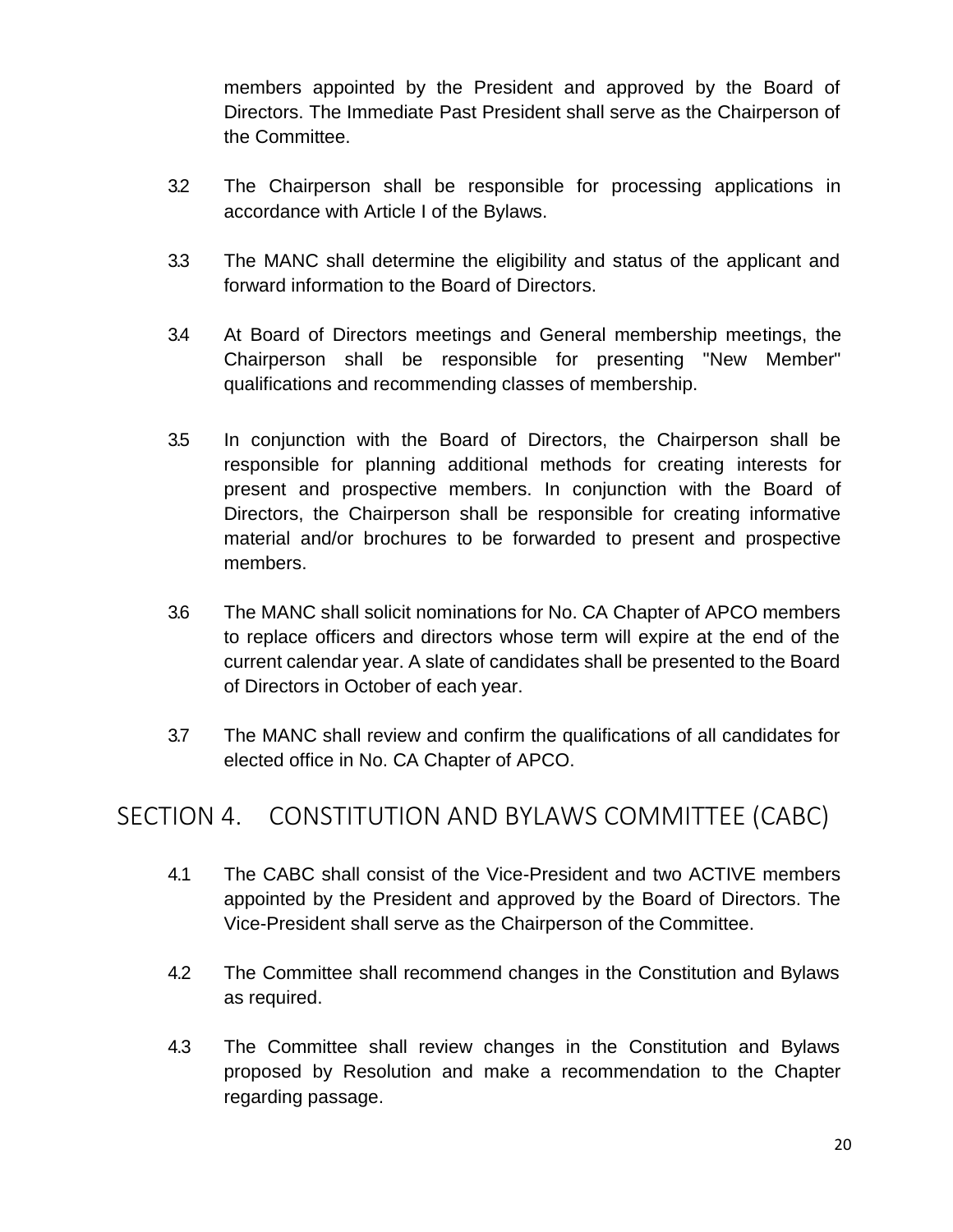members appointed by the President and approved by the Board of Directors. The Immediate Past President shall serve as the Chairperson of the Committee.

3.2 The Chairperson shall be responsible for processing applications in accordance with Article I of the Bylaws.

3.3 The MANC shall determine the eligibility and status of the applicant and forward information to the Board of Directors.

3.4 At Board of Directors meetings and General membership meetings, the Chairperson shall be responsible for presenting "New Member" qualifications and recommending classes of membership.

3.5 In conjunction with the Board of Directors, the Chairperson shall be responsible for planning additional methods for creating interests for present and prospective members. In conjunction with the Board of Directors, the Chairperson shall be responsible for creating informative material and/or brochures to be forwarded to present and prospective members.

3.6 The MANC shall solicit nominations for No. CA Chapter of APCO members to replace officers and directors whose term will expire at the end of the current calendar year. A slate of candidates shall be presented to the Board of Directors in October of each year.

3.7 The MANC shall review and confirm the qualifications of all candidates for elected office in No. CA Chapter of APCO.

## SECTION 4. CONSTITUTION AND BYLAWS COMMITTEE (CABC)

4.1 The CABC shall consist of the Vice-President and two ACTIVE members appointed by the President and approved by the Board of Directors. The Vice-President shall serve as the Chairperson of the Committee.

4.2 The Committee shall recommend changes in the Constitution and Bylaws as required.

4.3 The Committee shall review changes in the Constitution and Bylaws proposed by Resolution and make a recommendation to the Chapter regarding passage.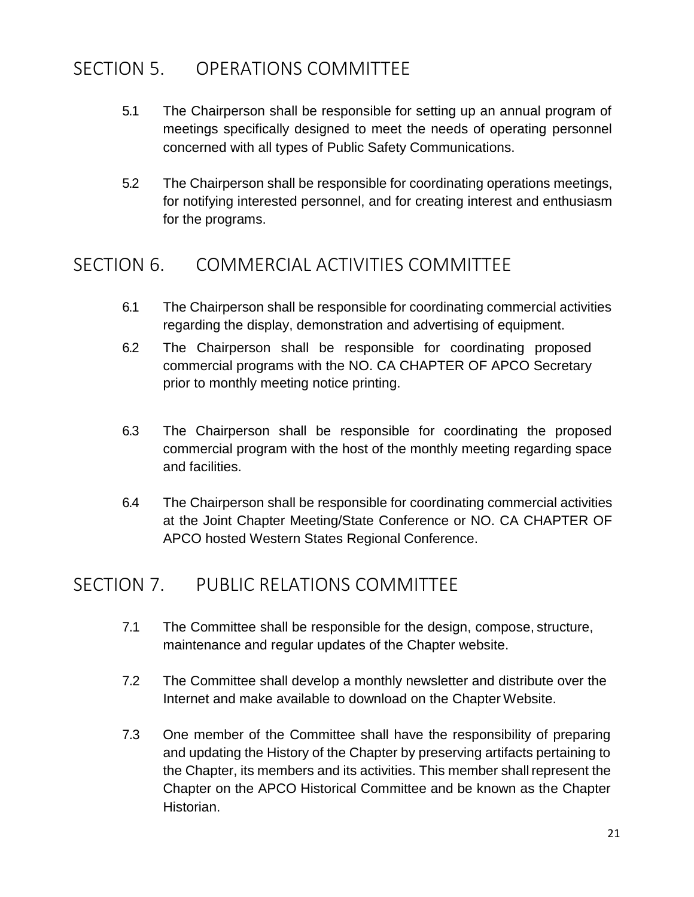## SECTION 5. OPERATIONS COMMITTEE

5.1 The Chairperson shall be responsible for setting up an annual program of meetings specifically designed to meet the needs of operating personnel concerned with all types of Public Safety Communications.

5.2 The Chairperson shall be responsible for coordinating operations meetings, for notifying interested personnel, and for creating interest and enthusiasm for the programs.

## SECTION 6. COMMERCIAL ACTIVITIES COMMITTEE

6.1 The Chairperson shall be responsible for coordinating commercial activities regarding the display, demonstration and advertising of equipment.

6.2 The Chairperson shall be responsible for coordinating proposed commercial programs with the NO. CA CHAPTER OF APCO Secretary prior to monthly meeting notice printing.

6.3 The Chairperson shall be responsible for coordinating the proposed commercial program with the host of the monthly meeting regarding space and facilities.

6.4 The Chairperson shall be responsible for coordinating commercial activities at the Joint Chapter Meeting/State Conference or NO. CA CHAPTER OF APCO hosted Western States Regional Conference.

## SECTION 7. PUBLIC RELATIONS COMMITTEE

7.1 The Committee shall be responsible for the design, compose, structure, maintenance and regular updates of the Chapter website.

7.2 The Committee shall develop a monthly newsletter and distribute over the Internet and make available to download on the Chapter Website.

7.3 One member of the Committee shall have the responsibility of preparing and updating the History of the Chapter by preserving artifacts pertaining to the Chapter, its members and its activities. This member shall represent the Chapter on the APCO Historical Committee and be known as the Chapter Historian.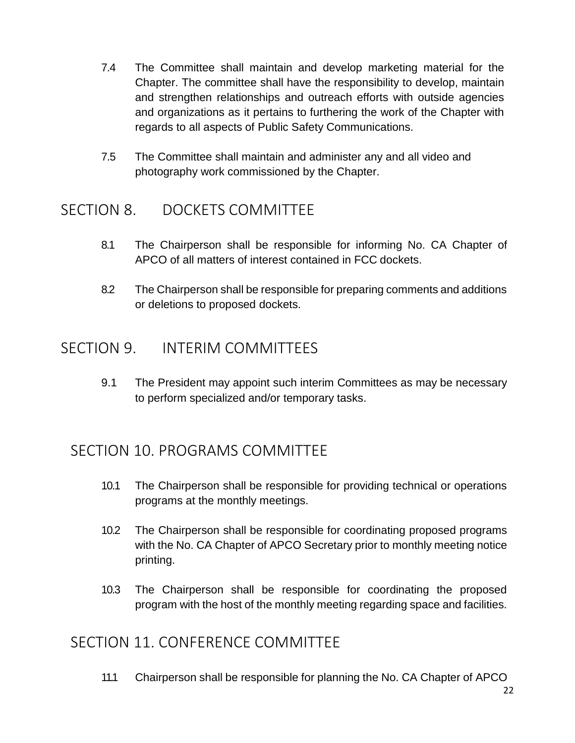7.4 The Committee shall maintain and develop marketing material for the Chapter. The committee shall have the responsibility to develop, maintain and strengthen relationships and outreach efforts with outside agencies and organizations as it pertains to furthering the work of the Chapter with regards to all aspects of Public Safety Communications.

7.5 The Committee shall maintain and administer any and all video and photography work commissioned by the Chapter.

## SECTION 8. DOCKETS COMMITTEE

8.1 The Chairperson shall be responsible for informing No. CA Chapter of APCO of all matters of interest contained in FCC dockets.

8.2 The Chairperson shall be responsible for preparing comments and additions or deletions to proposed dockets.

## SECTION 9. INTERIM COMMITTEES

9.1 The President may appoint such interim Committees as may be necessary to perform specialized and/or temporary tasks.

## SECTION 10. PROGRAMS COMMITTEE

10.1 The Chairperson shall be responsible for providing technical or operations programs at the monthly meetings.

10.2 The Chairperson shall be responsible for coordinating proposed programs with the No. CA Chapter of APCO Secretary prior to monthly meeting notice printing.

10.3 The Chairperson shall be responsible for coordinating the proposed program with the host of the monthly meeting regarding space and facilities.

## SECTION 11. CONFERENCE COMMITTEE

11.1 Chairperson shall be responsible for planning the No. CA Chapter of APCO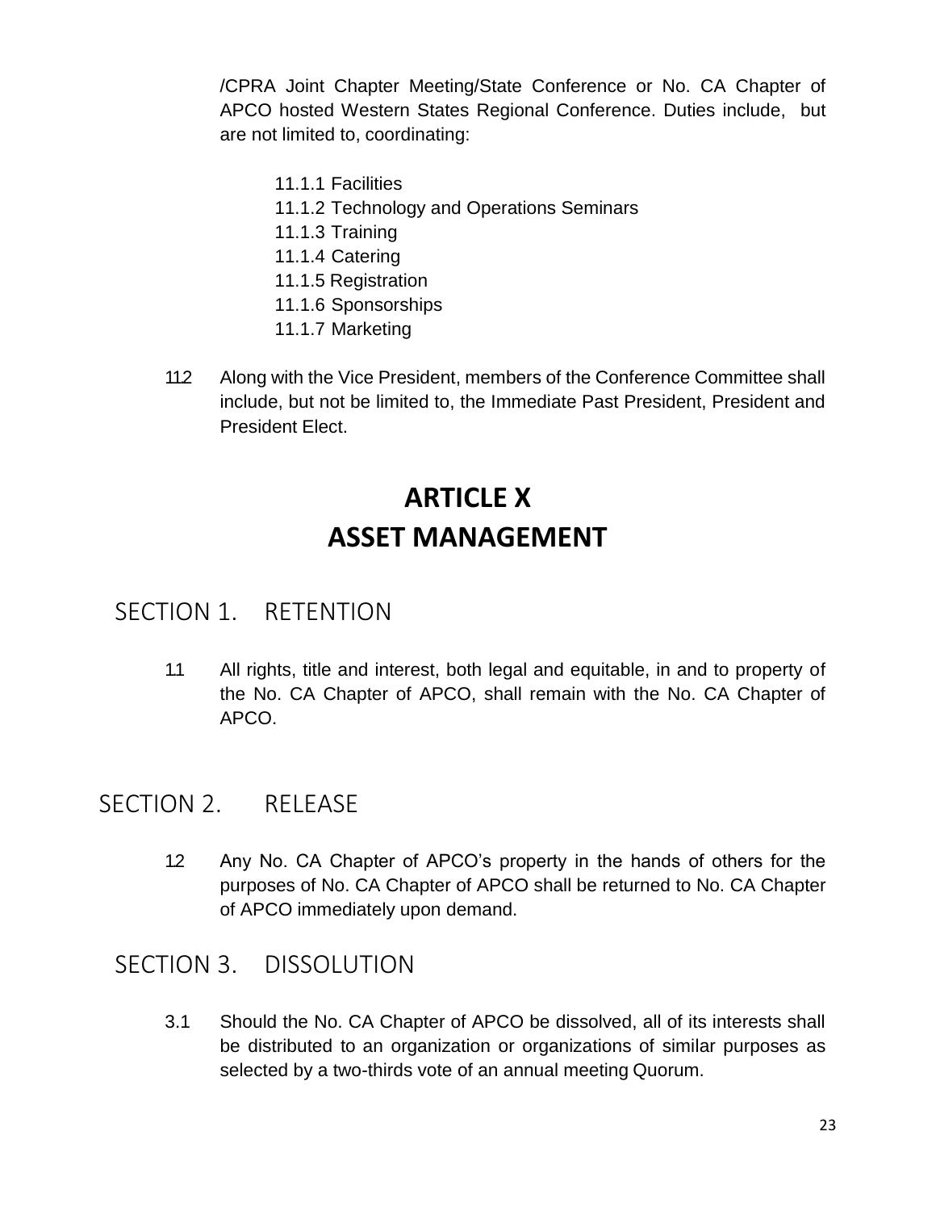/CPRA Joint Chapter Meeting/State Conference or No. CA Chapter of APCO hosted Western States Regional Conference. Duties include, but are not limited to, coordinating:

- 11.1.1 Facilities
- 11.1.2 Technology and Operations Seminars
- 11.1.3 Training
- 11.1.4 Catering
- 11.1.5 Registration
- 11.1.6 Sponsorships
- 11.1.7 Marketing

11.2 Along with the Vice President, members of the Conference Committee shall include, but not be limited to, the Immediate Past President, President and President Elect.

# ARTICLE X
# ASSET MANAGEMENT

## SECTION 1. RETENTION

1.1 All rights, title and interest, both legal and equitable, in and to property of the No. CA Chapter of APCO, shall remain with the No. CA Chapter of APCO.

## SECTION 2. RELEASE

1.2 Any No. CA Chapter of APCO's property in the hands of others for the purposes of No. CA Chapter of APCO shall be returned to No. CA Chapter of APCO immediately upon demand.

## SECTION 3. DISSOLUTION

3.1 Should the No. CA Chapter of APCO be dissolved, all of its interests shall be distributed to an organization or organizations of similar purposes as selected by a two-thirds vote of an annual meeting Quorum.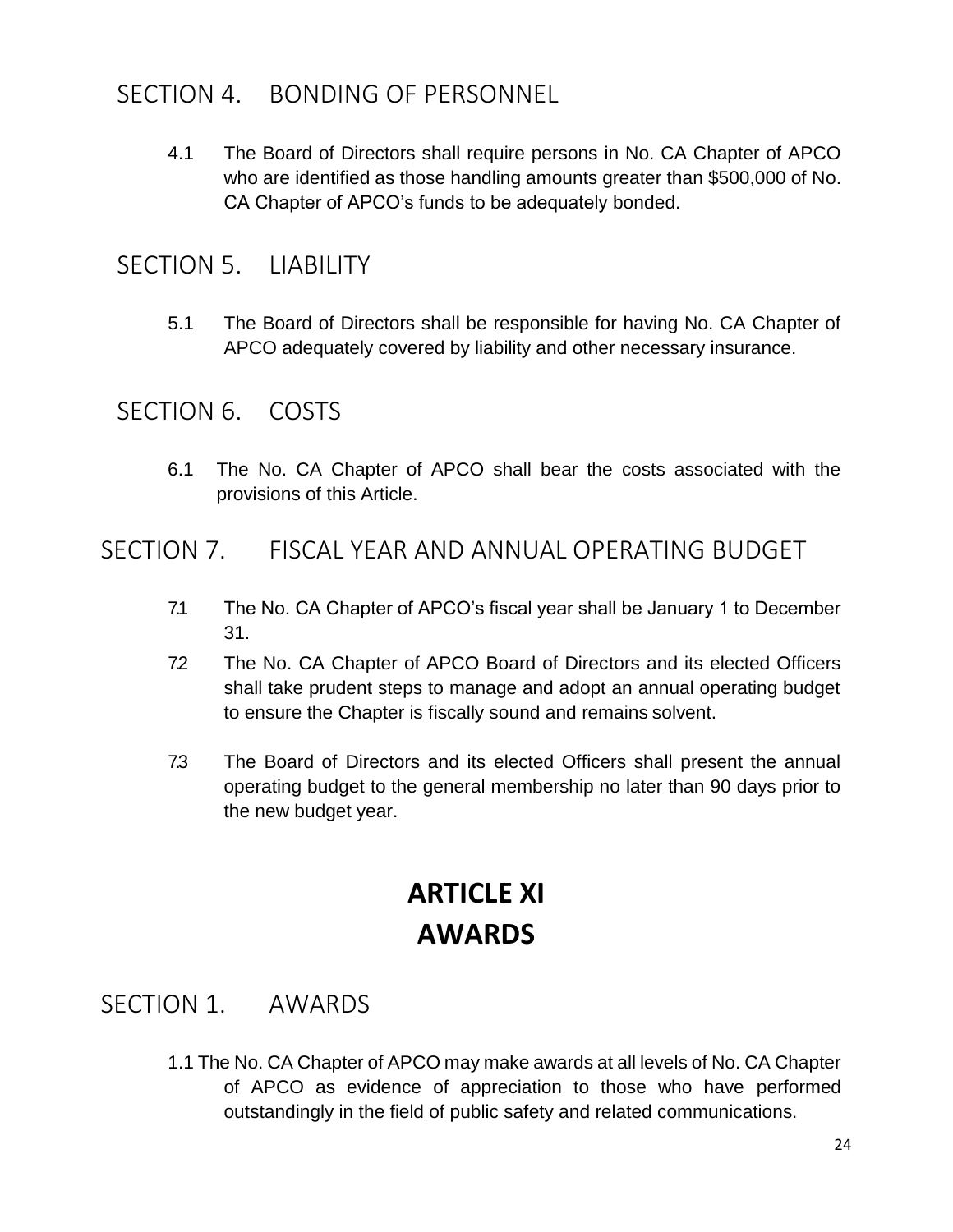## SECTION 4. BONDING OF PERSONNEL

4.1 The Board of Directors shall require persons in No. CA Chapter of APCO who are identified as those handling amounts greater than $500,000 of No. CA Chapter of APCO's funds to be adequately bonded.

## SECTION 5. LIABILITY

5.1 The Board of Directors shall be responsible for having No. CA Chapter of APCO adequately covered by liability and other necessary insurance.

## SECTION 6. COSTS

6.1 The No. CA Chapter of APCO shall bear the costs associated with the provisions of this Article.

## SECTION 7. FISCAL YEAR AND ANNUAL OPERATING BUDGET

7.1 The No. CA Chapter of APCO's fiscal year shall be January 1 to December 31.

7.2 The No. CA Chapter of APCO Board of Directors and its elected Officers shall take prudent steps to manage and adopt an annual operating budget to ensure the Chapter is fiscally sound and remains solvent.

7.3 The Board of Directors and its elected Officers shall present the annual operating budget to the general membership no later than 90 days prior to the new budget year.

# ARTICLE XI
# AWARDS

## SECTION 1. AWARDS

1.1 The No. CA Chapter of APCO may make awards at all levels of No. CA Chapter of APCO as evidence of appreciation to those who have performed outstandingly in the field of public safety and related communications.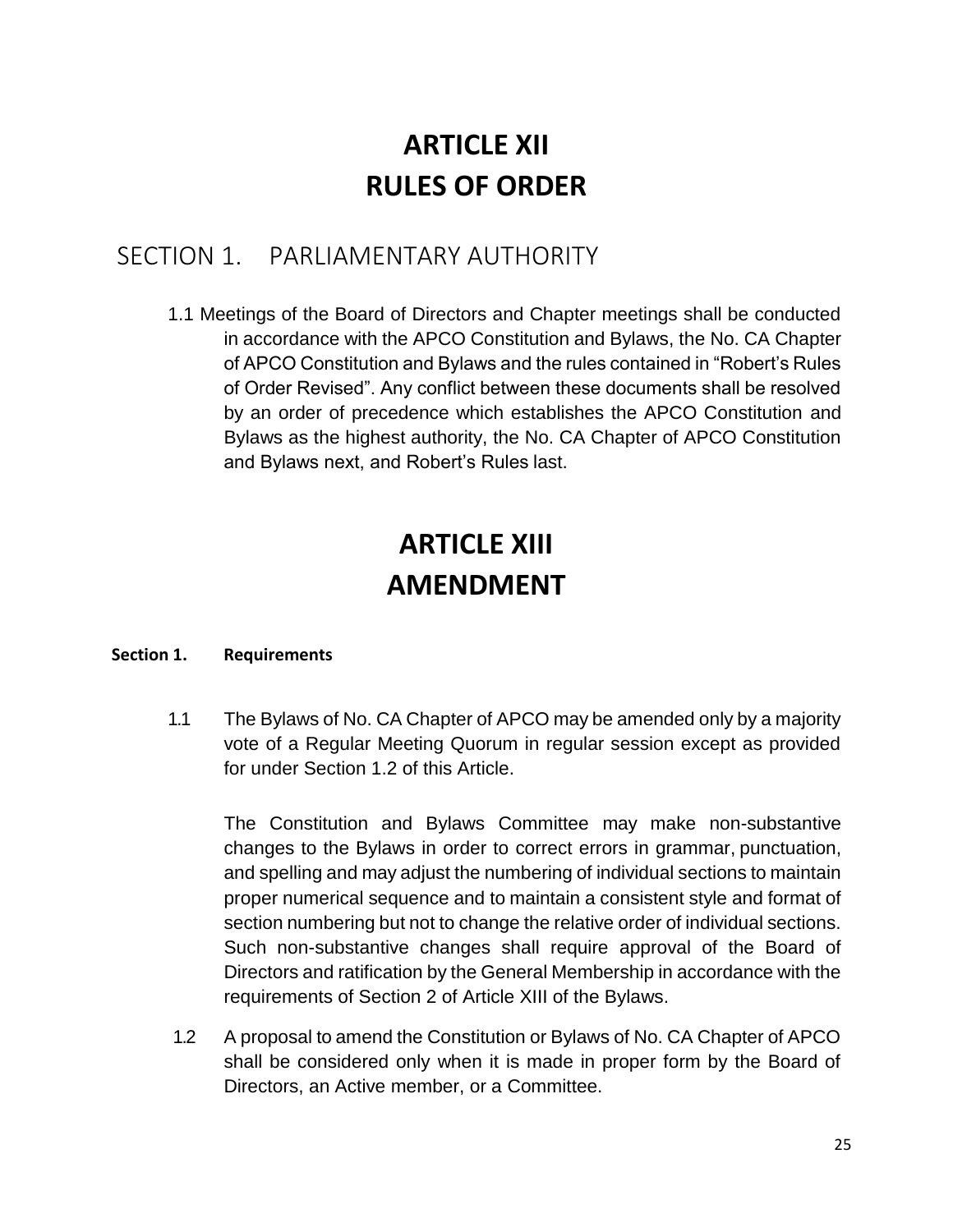# ARTICLE XII
# RULES OF ORDER

## SECTION 1. PARLIAMENTARY AUTHORITY

1.1 Meetings of the Board of Directors and Chapter meetings shall be conducted in accordance with the APCO Constitution and Bylaws, the No. CA Chapter of APCO Constitution and Bylaws and the rules contained in "Robert's Rules of Order Revised". Any conflict between these documents shall be resolved by an order of precedence which establishes the APCO Constitution and Bylaws as the highest authority, the No. CA Chapter of APCO Constitution and Bylaws next, and Robert's Rules last.

# ARTICLE XIII
# AMENDMENT

**Section 1. Requirements**

1.1 The Bylaws of No. CA Chapter of APCO may be amended only by a majority vote of a Regular Meeting Quorum in regular session except as provided for under Section 1.2 of this Article.

The Constitution and Bylaws Committee may make non-substantive changes to the Bylaws in order to correct errors in grammar, punctuation, and spelling and may adjust the numbering of individual sections to maintain proper numerical sequence and to maintain a consistent style and format of section numbering but not to change the relative order of individual sections. Such non-substantive changes shall require approval of the Board of Directors and ratification by the General Membership in accordance with the requirements of Section 2 of Article XIII of the Bylaws.

1.2 A proposal to amend the Constitution or Bylaws of No. CA Chapter of APCO shall be considered only when it is made in proper form by the Board of Directors, an Active member, or a Committee.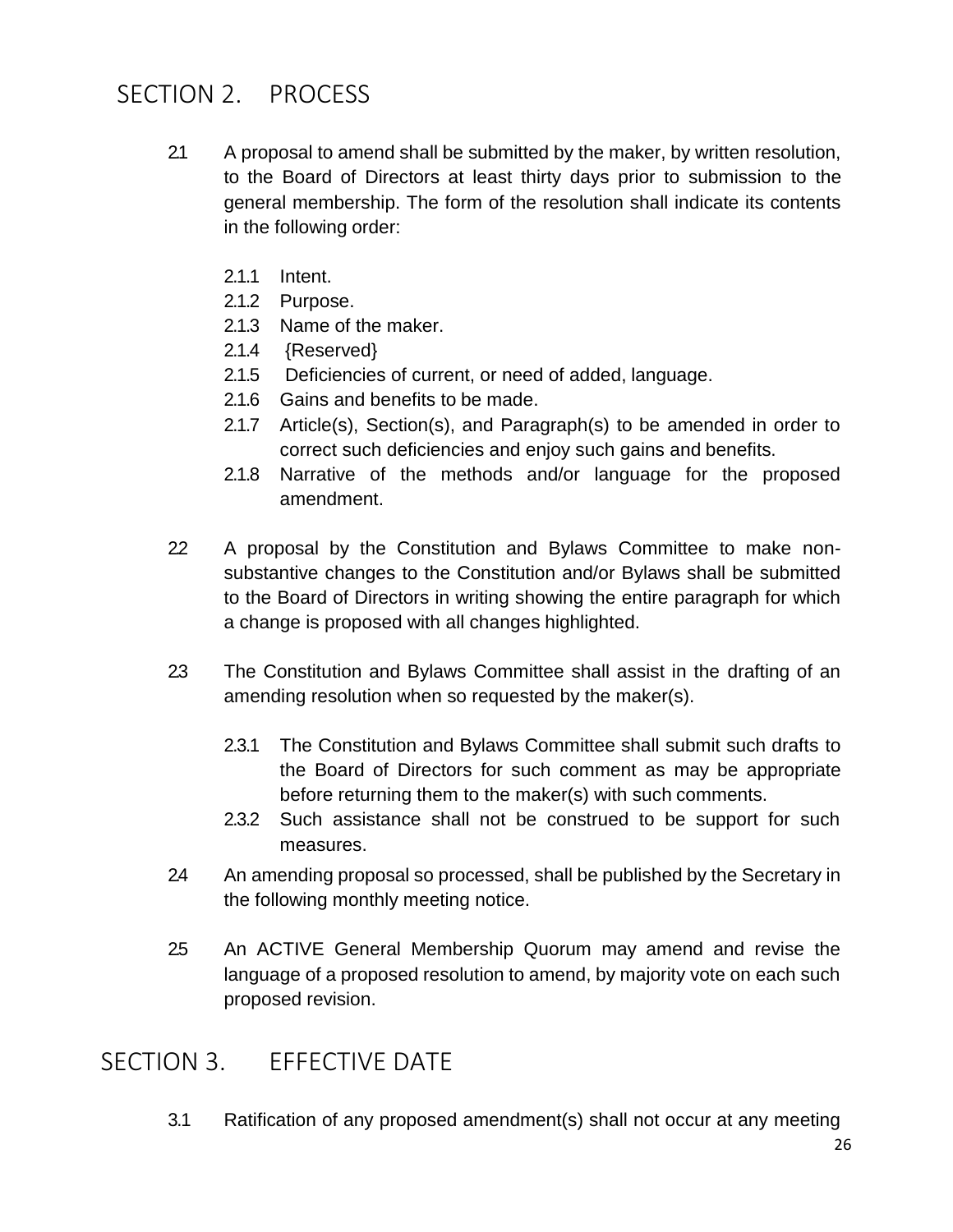## SECTION 2. PROCESS

2.1 A proposal to amend shall be submitted by the maker, by written resolution, to the Board of Directors at least thirty days prior to submission to the general membership. The form of the resolution shall indicate its contents in the following order:

- 2.1.1 Intent.
- 2.1.2 Purpose.
- 2.1.3 Name of the maker.
- 2.1.4 {Reserved}
- 2.1.5 Deficiencies of current, or need of added, language.
- 2.1.6 Gains and benefits to be made.
- 2.1.7 Article(s), Section(s), and Paragraph(s) to be amended in order to correct such deficiencies and enjoy such gains and benefits.
- 2.1.8 Narrative of the methods and/or language for the proposed amendment.

2.2 A proposal by the Constitution and Bylaws Committee to make non-substantive changes to the Constitution and/or Bylaws shall be submitted to the Board of Directors in writing showing the entire paragraph for which a change is proposed with all changes highlighted.

2.3 The Constitution and Bylaws Committee shall assist in the drafting of an amending resolution when so requested by the maker(s).

- 2.3.1 The Constitution and Bylaws Committee shall submit such drafts to the Board of Directors for such comment as may be appropriate before returning them to the maker(s) with such comments.
- 2.3.2 Such assistance shall not be construed to be support for such measures.

2.4 An amending proposal so processed, shall be published by the Secretary in the following monthly meeting notice.

2.5 An ACTIVE General Membership Quorum may amend and revise the language of a proposed resolution to amend, by majority vote on each such proposed revision.

## SECTION 3. EFFECTIVE DATE

3.1 Ratification of any proposed amendment(s) shall not occur at any meeting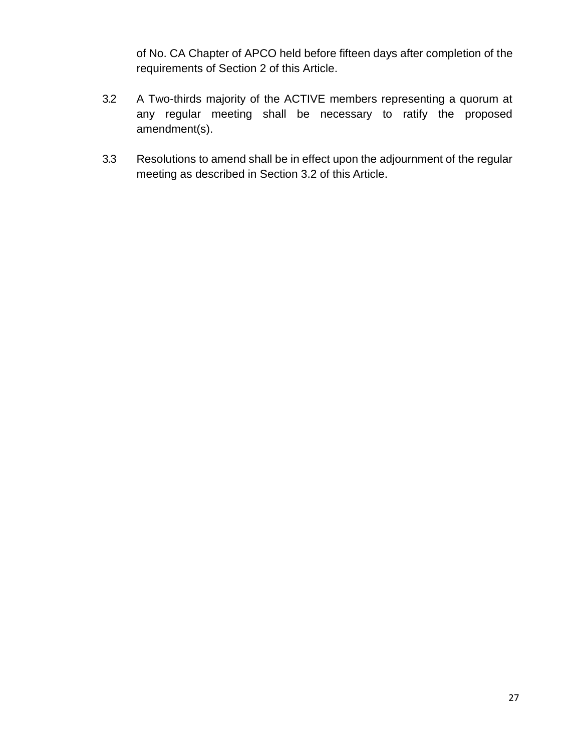of No. CA Chapter of APCO held before fifteen days after completion of the requirements of Section 2 of this Article.

3.2 A Two-thirds majority of the ACTIVE members representing a quorum at any regular meeting shall be necessary to ratify the proposed amendment(s).

3.3 Resolutions to amend shall be in effect upon the adjournment of the regular meeting as described in Section 3.2 of this Article.